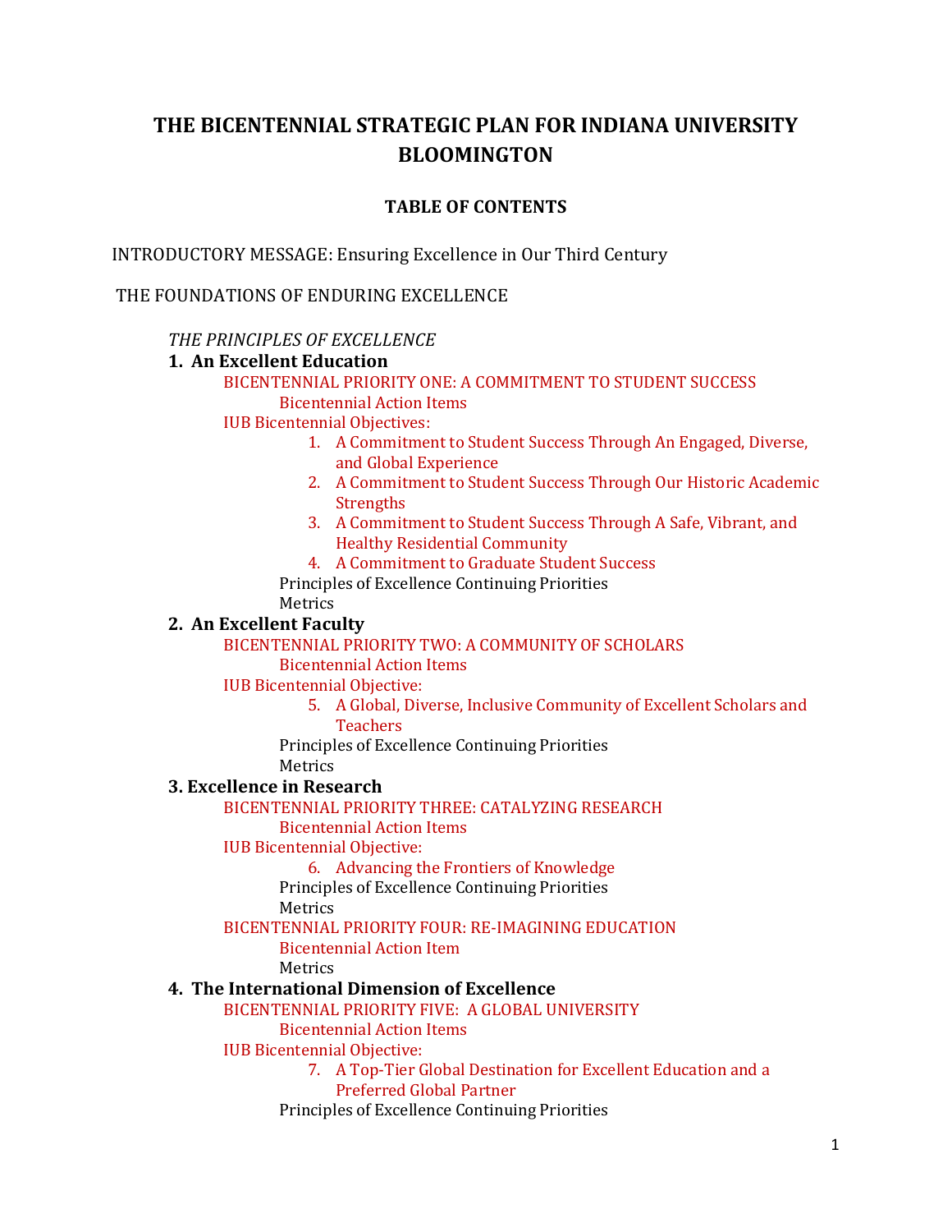# THE BICENTENNIAL STRATEGIC PLAN FOR INDIANA UNIVERSITY BLOOMINGTON

## TABLE OF CONTENTS

INTRODUCTORY MESSAGE: Ensuring Excellence in Our Third Century

THE FOUNDATIONS OF ENDURING EXCELLENCE

*THE PRINCIPLES OF EXCELLENCE*

**1. An Excellent Education**

- BICENTENNIAL PRIORITY ONE: A COMMITMENT TO STUDENT SUCCESS
  - Bicentennial Action Items
- IUB Bicentennial Objectives:
  1. A Commitment to Student Success Through An Engaged, Diverse, and Global Experience
  2. A Commitment to Student Success Through Our Historic Academic Strengths
  3. A Commitment to Student Success Through A Safe, Vibrant, and Healthy Residential Community
  4. A Commitment to Graduate Student Success
  - Principles of Excellence Continuing Priorities
  - Metrics

**2. An Excellent Faculty**

- BICENTENNIAL PRIORITY TWO: A COMMUNITY OF SCHOLARS
  - Bicentennial Action Items
- IUB Bicentennial Objective:
  5. A Global, Diverse, Inclusive Community of Excellent Scholars and Teachers
  - Principles of Excellence Continuing Priorities
  - Metrics

**3. Excellence in Research**

- BICENTENNIAL PRIORITY THREE: CATALYZING RESEARCH
  - Bicentennial Action Items
- IUB Bicentennial Objective:
  6. Advancing the Frontiers of Knowledge
  - Principles of Excellence Continuing Priorities
  - Metrics
- BICENTENNIAL PRIORITY FOUR: RE-IMAGINING EDUCATION
  - Bicentennial Action Item
  - Metrics

**4. The International Dimension of Excellence**

- BICENTENNIAL PRIORITY FIVE: A GLOBAL UNIVERSITY
  - Bicentennial Action Items
- IUB Bicentennial Objective:
  7. A Top-Tier Global Destination for Excellent Education and a Preferred Global Partner
  - Principles of Excellence Continuing Priorities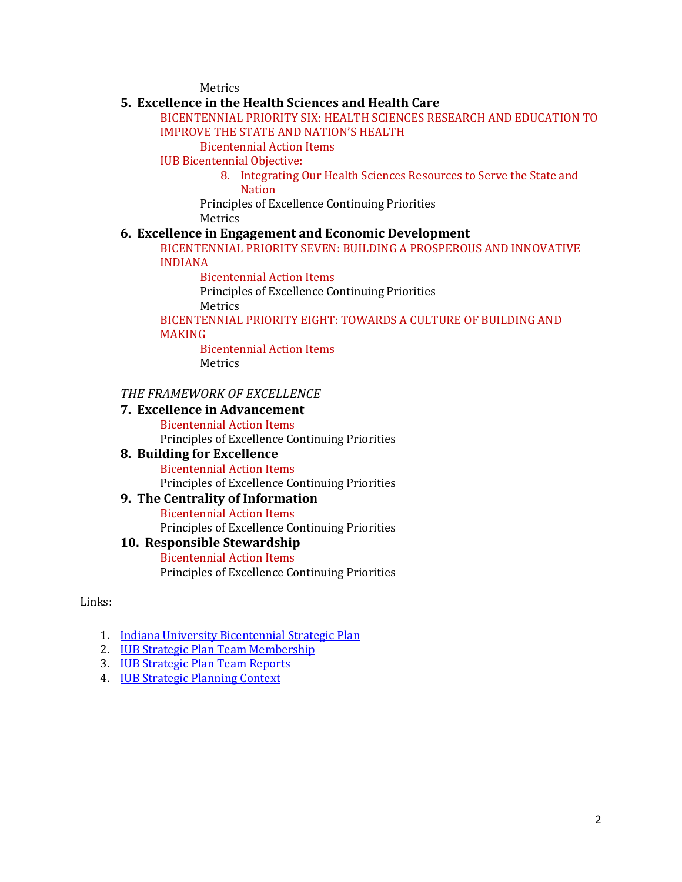Metrics

**5. Excellence in the Health Sciences and Health Care**

BICENTENNIAL PRIORITY SIX: HEALTH SCIENCES RESEARCH AND EDUCATION TO IMPROVE THE STATE AND NATION'S HEALTH

Bicentennial Action Items

IUB Bicentennial Objective:

8. Integrating Our Health Sciences Resources to Serve the State and Nation

Principles of Excellence Continuing Priorities

Metrics

**6. Excellence in Engagement and Economic Development**

BICENTENNIAL PRIORITY SEVEN: BUILDING A PROSPEROUS AND INNOVATIVE INDIANA

Bicentennial Action Items

Principles of Excellence Continuing Priorities

Metrics

BICENTENNIAL PRIORITY EIGHT: TOWARDS A CULTURE OF BUILDING AND MAKING

Bicentennial Action Items

Metrics

*THE FRAMEWORK OF EXCELLENCE*

**7. Excellence in Advancement**

Bicentennial Action Items

Principles of Excellence Continuing Priorities

**8. Building for Excellence**

Bicentennial Action Items

Principles of Excellence Continuing Priorities

**9. The Centrality of Information**

Bicentennial Action Items

Principles of Excellence Continuing Priorities

**10. Responsible Stewardship**

Bicentennial Action Items

Principles of Excellence Continuing Priorities

Links:

1. Indiana University Bicentennial Strategic Plan
2. IUB Strategic Plan Team Membership
3. IUB Strategic Plan Team Reports
4. IUB Strategic Planning Context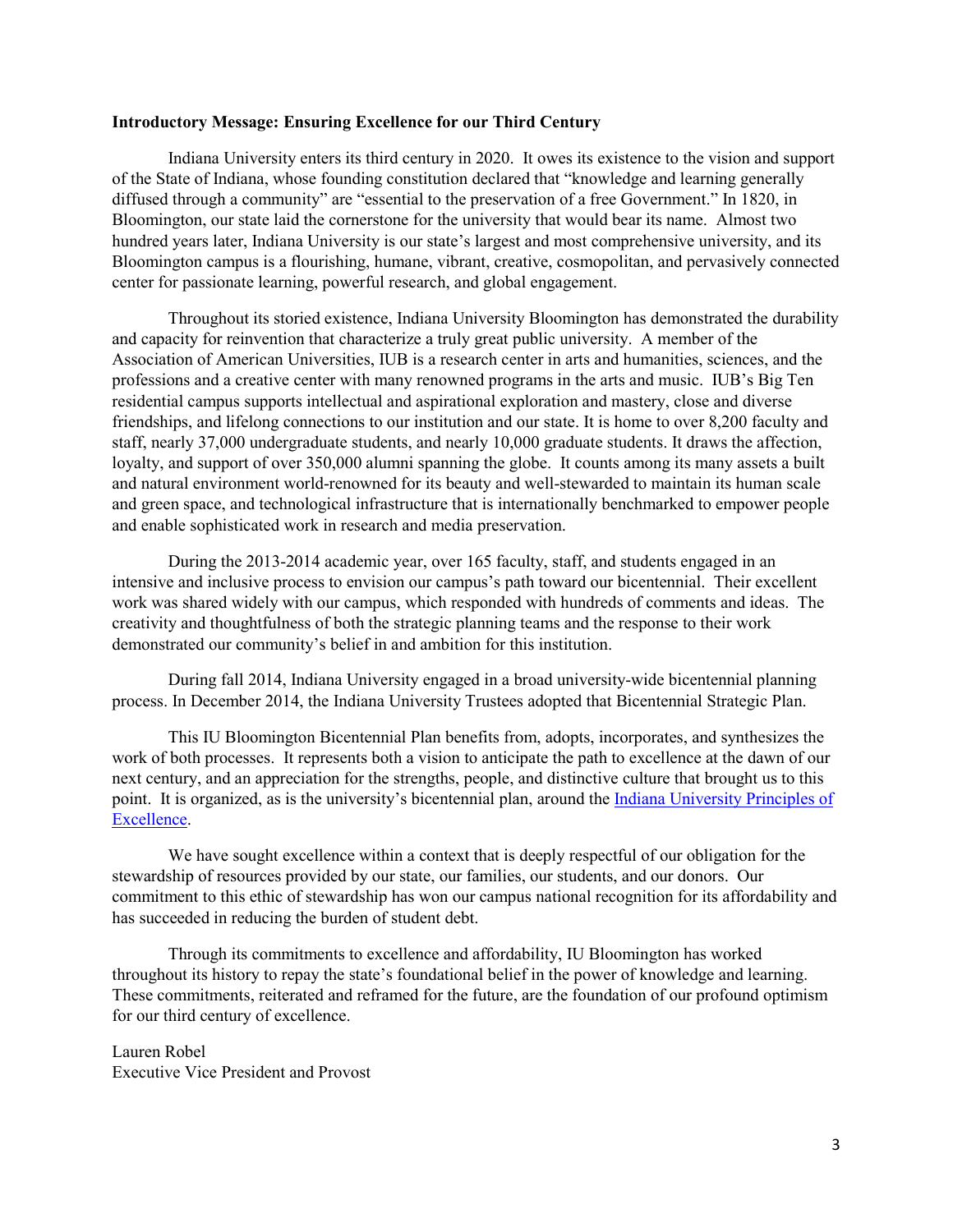**Introductory Message: Ensuring Excellence for our Third Century**

Indiana University enters its third century in 2020. It owes its existence to the vision and support of the State of Indiana, whose founding constitution declared that "knowledge and learning generally diffused through a community" are "essential to the preservation of a free Government." In 1820, in Bloomington, our state laid the cornerstone for the university that would bear its name. Almost two hundred years later, Indiana University is our state's largest and most comprehensive university, and its Bloomington campus is a flourishing, humane, vibrant, creative, cosmopolitan, and pervasively connected center for passionate learning, powerful research, and global engagement.

Throughout its storied existence, Indiana University Bloomington has demonstrated the durability and capacity for reinvention that characterize a truly great public university. A member of the Association of American Universities, IUB is a research center in arts and humanities, sciences, and the professions and a creative center with many renowned programs in the arts and music. IUB's Big Ten residential campus supports intellectual and aspirational exploration and mastery, close and diverse friendships, and lifelong connections to our institution and our state. It is home to over 8,200 faculty and staff, nearly 37,000 undergraduate students, and nearly 10,000 graduate students. It draws the affection, loyalty, and support of over 350,000 alumni spanning the globe. It counts among its many assets a built and natural environment world-renowned for its beauty and well-stewarded to maintain its human scale and green space, and technological infrastructure that is internationally benchmarked to empower people and enable sophisticated work in research and media preservation.

During the 2013-2014 academic year, over 165 faculty, staff, and students engaged in an intensive and inclusive process to envision our campus's path toward our bicentennial. Their excellent work was shared widely with our campus, which responded with hundreds of comments and ideas. The creativity and thoughtfulness of both the strategic planning teams and the response to their work demonstrated our community's belief in and ambition for this institution.

During fall 2014, Indiana University engaged in a broad university-wide bicentennial planning process. In December 2014, the Indiana University Trustees adopted that Bicentennial Strategic Plan.

This IU Bloomington Bicentennial Plan benefits from, adopts, incorporates, and synthesizes the work of both processes. It represents both a vision to anticipate the path to excellence at the dawn of our next century, and an appreciation for the strengths, people, and distinctive culture that brought us to this point. It is organized, as is the university's bicentennial plan, around the Indiana University Principles of Excellence.

We have sought excellence within a context that is deeply respectful of our obligation for the stewardship of resources provided by our state, our families, our students, and our donors. Our commitment to this ethic of stewardship has won our campus national recognition for its affordability and has succeeded in reducing the burden of student debt.

Through its commitments to excellence and affordability, IU Bloomington has worked throughout its history to repay the state's foundational belief in the power of knowledge and learning. These commitments, reiterated and reframed for the future, are the foundation of our profound optimism for our third century of excellence.

Lauren Robel
Executive Vice President and Provost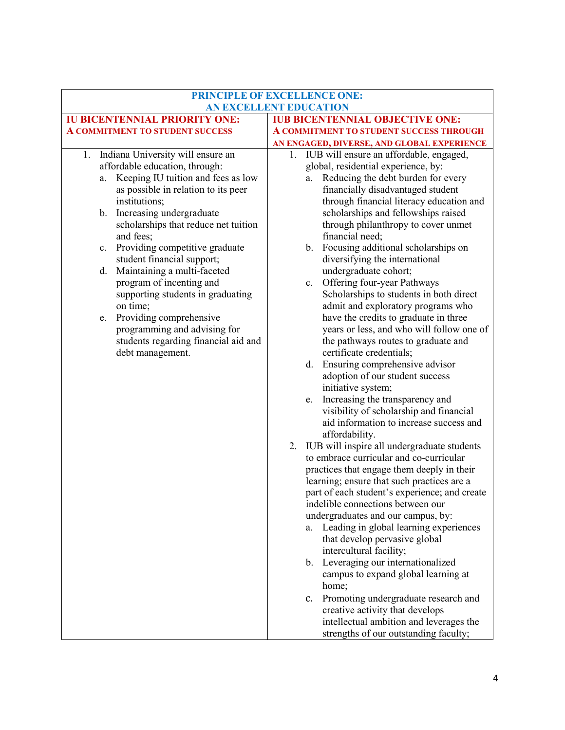| PRINCIPLE OF EXCELLENCE ONE: AN EXCELLENT EDUCATION | |
|---|---|
| **IU BICENTENNIAL PRIORITY ONE: A COMMITMENT TO STUDENT SUCCESS** | **IUB BICENTENNIAL OBJECTIVE ONE: A COMMITMENT TO STUDENT SUCCESS THROUGH AN ENGAGED, DIVERSE, AND GLOBAL EXPERIENCE** |
| 1. Indiana University will ensure an affordable education, through:<br>a. Keeping IU tuition and fees as low as possible in relation to its peer institutions;<br>b. Increasing undergraduate scholarships that reduce net tuition and fees;<br>c. Providing competitive graduate student financial support;<br>d. Maintaining a multi-faceted program of incenting and supporting students in graduating on time;<br>e. Providing comprehensive programming and advising for students regarding financial aid and debt management. | 1. IUB will ensure an affordable, engaged, global, residential experience, by:<br>a. Reducing the debt burden for every financially disadvantaged student through financial literacy education and scholarships and fellowships raised through philanthropy to cover unmet financial need;<br>b. Focusing additional scholarships on diversifying the international undergraduate cohort;<br>c. Offering four-year Pathways Scholarships to students in both direct admit and exploratory programs who have the credits to graduate in three years or less, and who will follow one of the pathways routes to graduate and certificate credentials;<br>d. Ensuring comprehensive advisor adoption of our student success initiative system;<br>e. Increasing the transparency and visibility of scholarship and financial aid information to increase success and affordability.<br>2. IUB will inspire all undergraduate students to embrace curricular and co-curricular practices that engage them deeply in their learning; ensure that such practices are a part of each student's experience; and create indelible connections between our undergraduates and our campus, by:<br>a. Leading in global learning experiences that develop pervasive global intercultural facility;<br>b. Leveraging our internationalized campus to expand global learning at home;<br>c. Promoting undergraduate research and creative activity that develops intellectual ambition and leverages the strengths of our outstanding faculty; |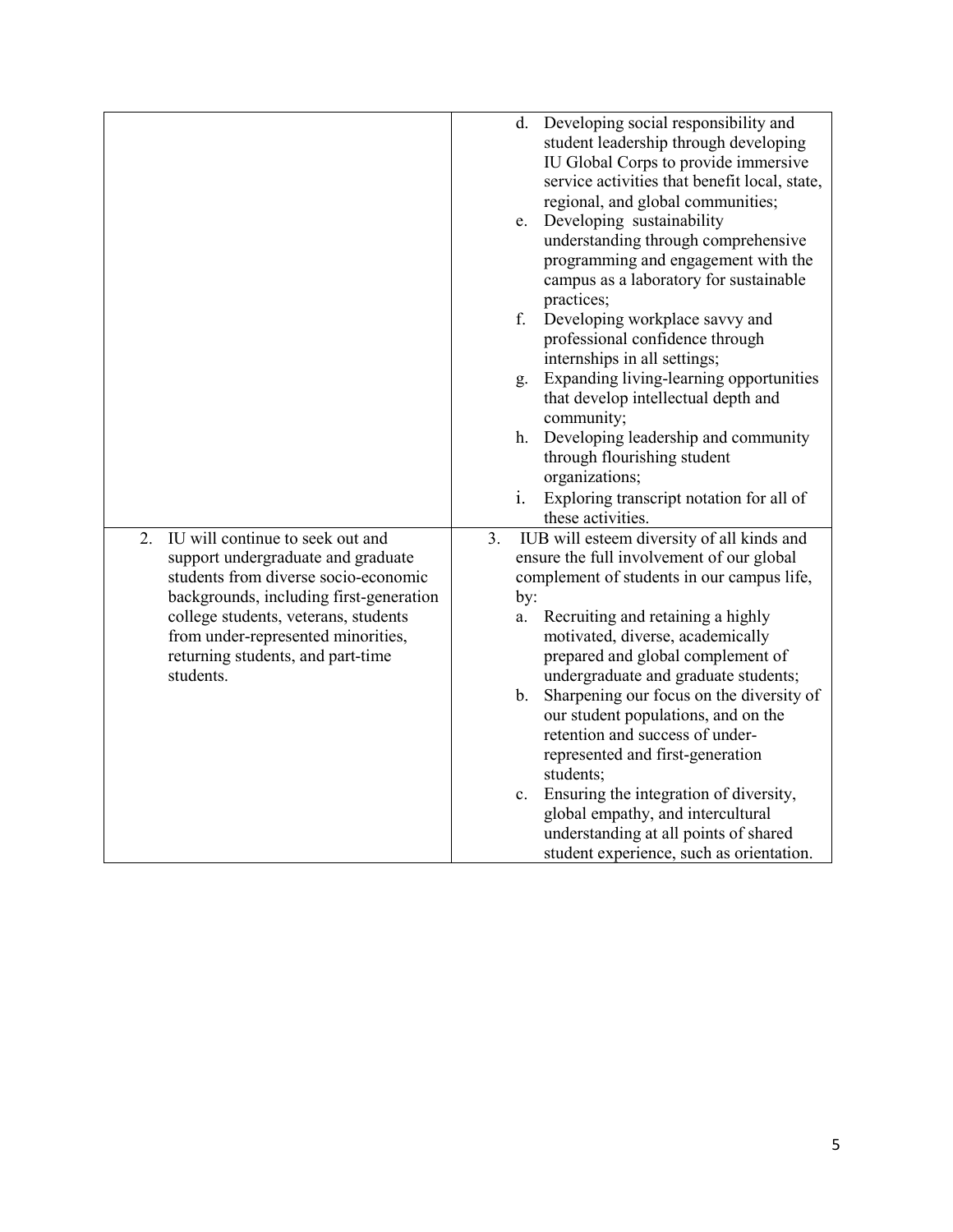| | |
|---|---|
| | d. Developing social responsibility and student leadership through developing IU Global Corps to provide immersive service activities that benefit local, state, regional, and global communities;<br>e. Developing sustainability understanding through comprehensive programming and engagement with the campus as a laboratory for sustainable practices;<br>f. Developing workplace savvy and professional confidence through internships in all settings;<br>g. Expanding living-learning opportunities that develop intellectual depth and community;<br>h. Developing leadership and community through flourishing student organizations;<br>i. Exploring transcript notation for all of these activities. |
| 2. IU will continue to seek out and support undergraduate and graduate students from diverse socio-economic backgrounds, including first-generation college students, veterans, students from under-represented minorities, returning students, and part-time students. | 3. IUB will esteem diversity of all kinds and ensure the full involvement of our global complement of students in our campus life, by:<br>a. Recruiting and retaining a highly motivated, diverse, academically prepared and global complement of undergraduate and graduate students;<br>b. Sharpening our focus on the diversity of our student populations, and on the retention and success of under-represented and first-generation students;<br>c. Ensuring the integration of diversity, global empathy, and intercultural understanding at all points of shared student experience, such as orientation. |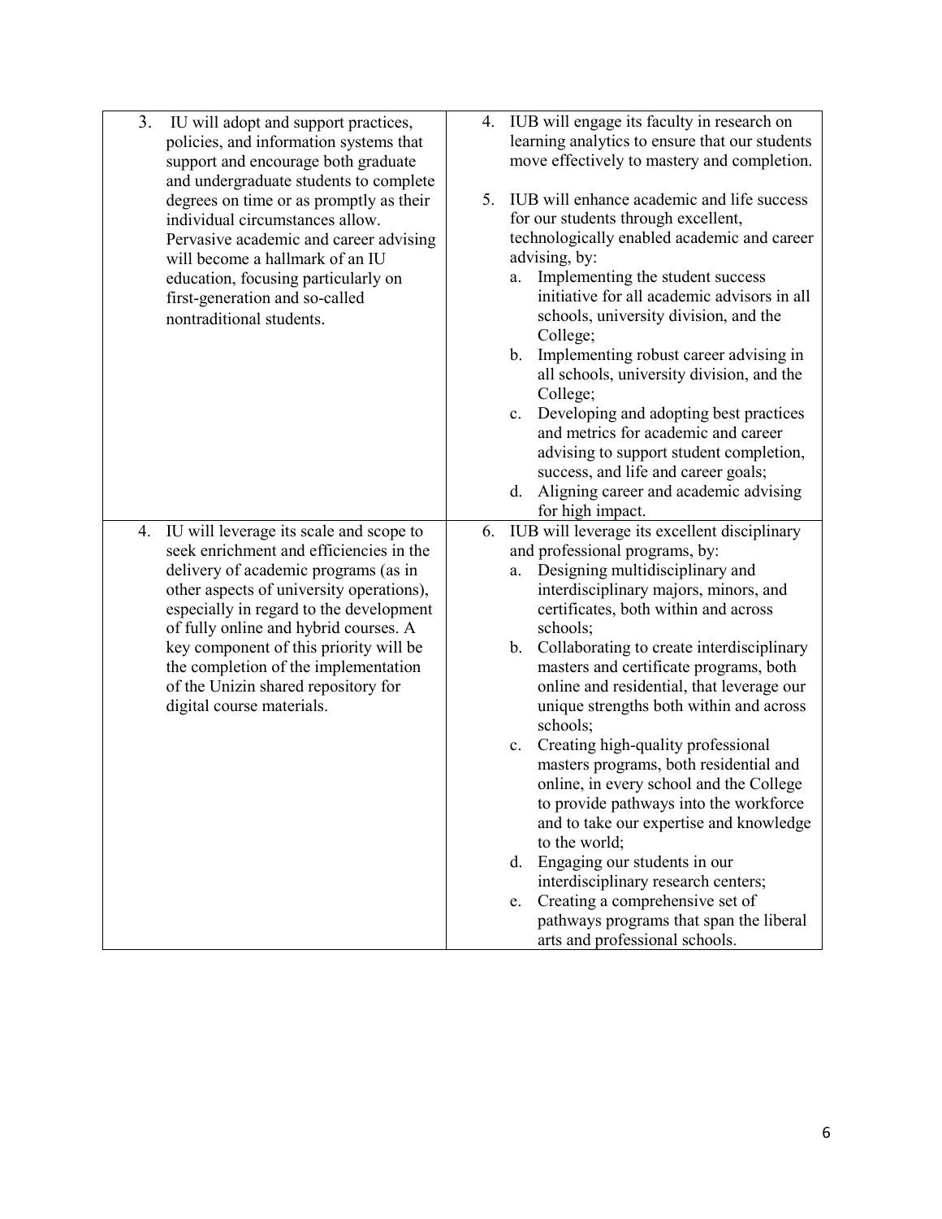| | |
|---|---|
| 3. IU will adopt and support practices, policies, and information systems that support and encourage both graduate and undergraduate students to complete degrees on time or as promptly as their individual circumstances allow. Pervasive academic and career advising will become a hallmark of an IU education, focusing particularly on first-generation and so-called nontraditional students. | 4. IUB will engage its faculty in research on learning analytics to ensure that our students move effectively to mastery and completion.<br><br>5. IUB will enhance academic and life success for our students through excellent, technologically enabled academic and career advising, by:<br>a. Implementing the student success initiative for all academic advisors in all schools, university division, and the College;<br>b. Implementing robust career advising in all schools, university division, and the College;<br>c. Developing and adopting best practices and metrics for academic and career advising to support student completion, success, and life and career goals;<br>d. Aligning career and academic advising for high impact. |
| 4. IU will leverage its scale and scope to seek enrichment and efficiencies in the delivery of academic programs (as in other aspects of university operations), especially in regard to the development of fully online and hybrid courses. A key component of this priority will be the completion of the implementation of the Unizin shared repository for digital course materials. | 6. IUB will leverage its excellent disciplinary and professional programs, by:<br>a. Designing multidisciplinary and interdisciplinary majors, minors, and certificates, both within and across schools;<br>b. Collaborating to create interdisciplinary masters and certificate programs, both online and residential, that leverage our unique strengths both within and across schools;<br>c. Creating high-quality professional masters programs, both residential and online, in every school and the College to provide pathways into the workforce and to take our expertise and knowledge to the world;<br>d. Engaging our students in our interdisciplinary research centers;<br>e. Creating a comprehensive set of pathways programs that span the liberal arts and professional schools. |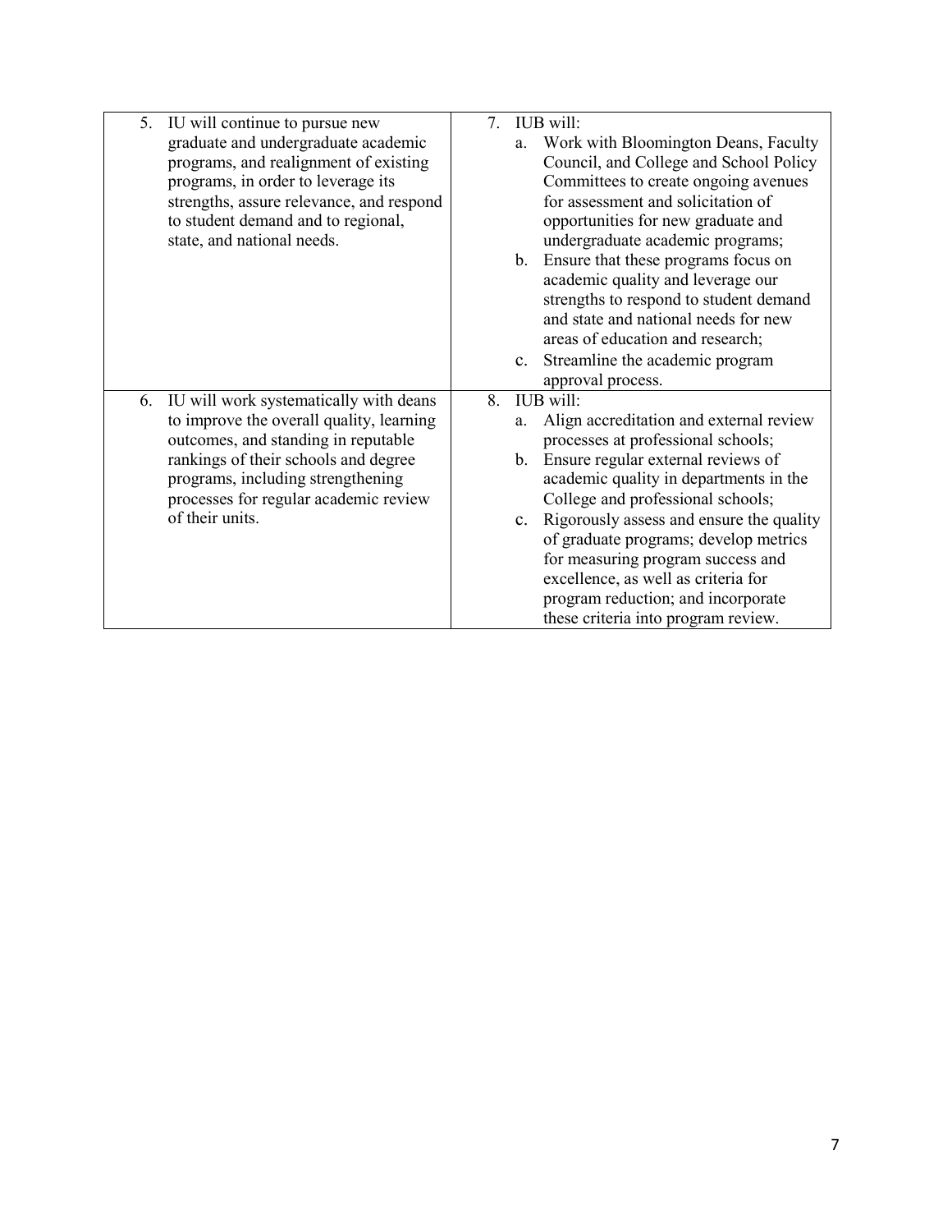| | |
|---|---|
| 5. IU will continue to pursue new graduate and undergraduate academic programs, and realignment of existing programs, in order to leverage its strengths, assure relevance, and respond to student demand and to regional, state, and national needs. | 7. IUB will:<br>a. Work with Bloomington Deans, Faculty Council, and College and School Policy Committees to create ongoing avenues for assessment and solicitation of opportunities for new graduate and undergraduate academic programs;<br>b. Ensure that these programs focus on academic quality and leverage our strengths to respond to student demand and state and national needs for new areas of education and research;<br>c. Streamline the academic program approval process. |
| 6. IU will work systematically with deans to improve the overall quality, learning outcomes, and standing in reputable rankings of their schools and degree programs, including strengthening processes for regular academic review of their units. | 8. IUB will:<br>a. Align accreditation and external review processes at professional schools;<br>b. Ensure regular external reviews of academic quality in departments in the College and professional schools;<br>c. Rigorously assess and ensure the quality of graduate programs; develop metrics for measuring program success and excellence, as well as criteria for program reduction; and incorporate these criteria into program review. |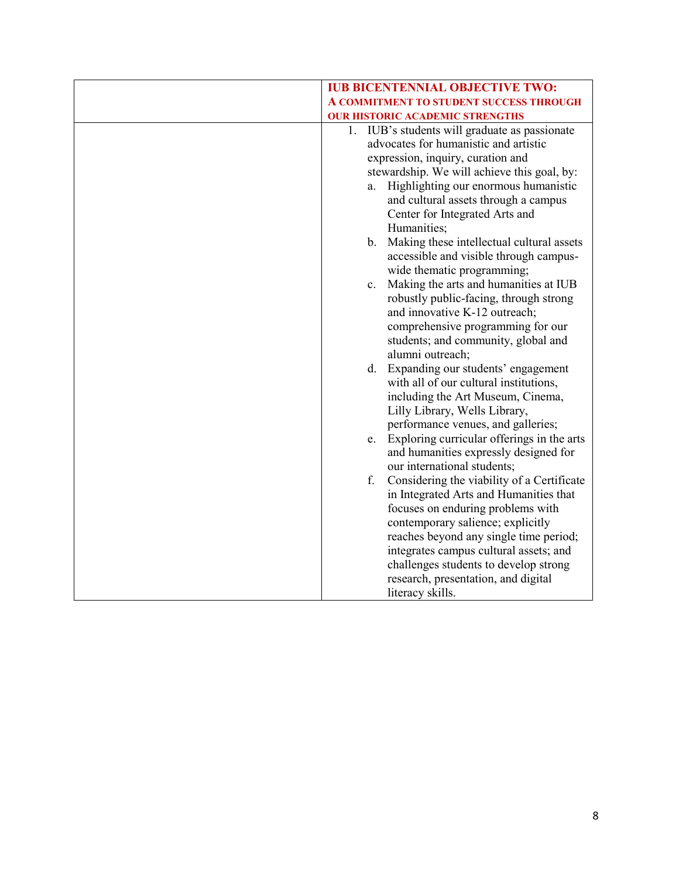| | **IUB BICENTENNIAL OBJECTIVE TWO: A COMMITMENT TO STUDENT SUCCESS THROUGH OUR HISTORIC ACADEMIC STRENGTHS** |
|---|---|
| | 1. IUB's students will graduate as passionate advocates for humanistic and artistic expression, inquiry, curation and stewardship. We will achieve this goal, by:<br>a. Highlighting our enormous humanistic and cultural assets through a campus Center for Integrated Arts and Humanities;<br>b. Making these intellectual cultural assets accessible and visible through campus-wide thematic programming;<br>c. Making the arts and humanities at IUB robustly public-facing, through strong and innovative K-12 outreach; comprehensive programming for our students; and community, global and alumni outreach;<br>d. Expanding our students' engagement with all of our cultural institutions, including the Art Museum, Cinema, Lilly Library, Wells Library, performance venues, and galleries;<br>e. Exploring curricular offerings in the arts and humanities expressly designed for our international students;<br>f. Considering the viability of a Certificate in Integrated Arts and Humanities that focuses on enduring problems with contemporary salience; explicitly reaches beyond any single time period; integrates campus cultural assets; and challenges students to develop strong research, presentation, and digital literacy skills. |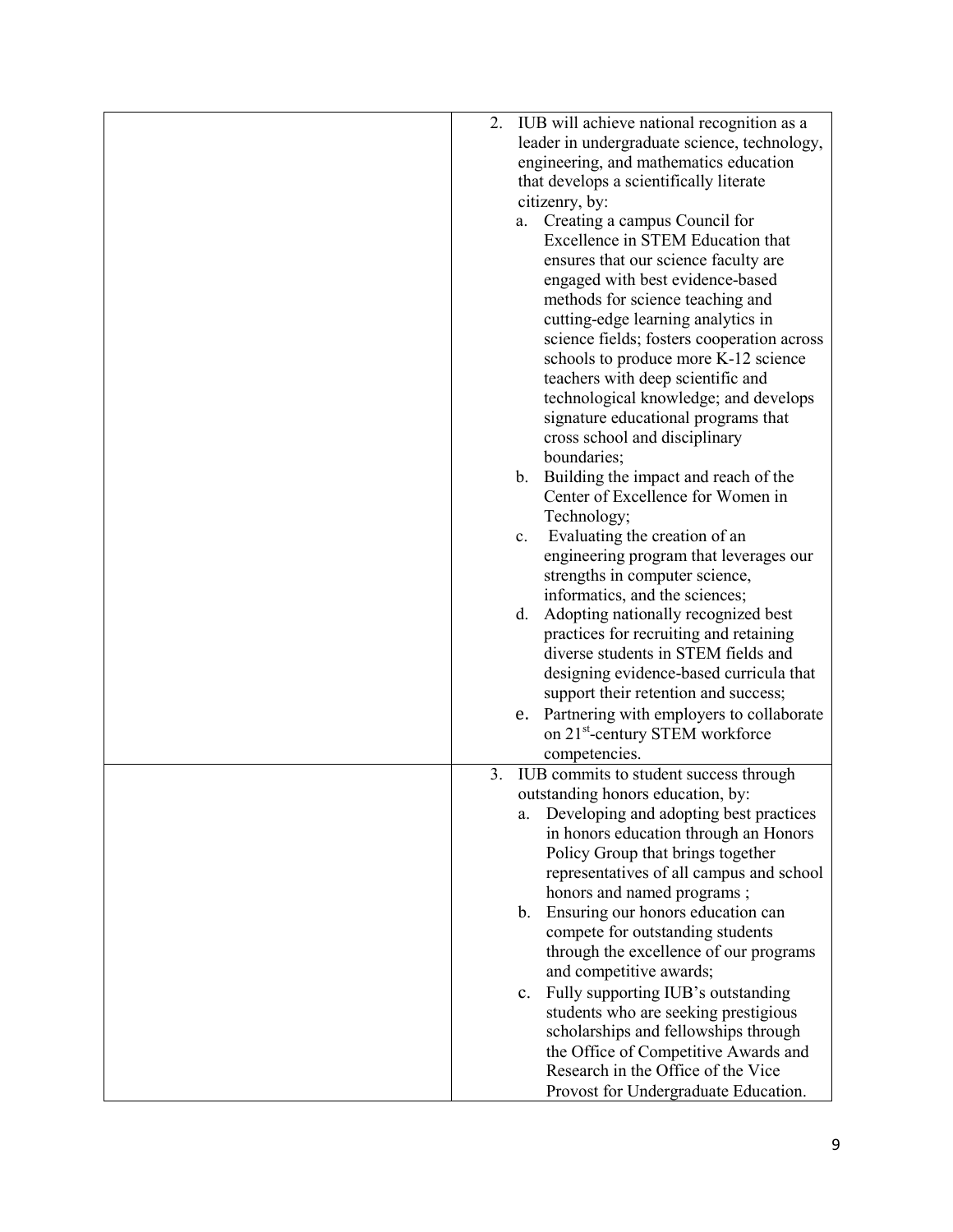| | |
|---|---|
| | 2. IUB will achieve national recognition as a leader in undergraduate science, technology, engineering, and mathematics education that develops a scientifically literate citizenry, by:<br>a. Creating a campus Council for Excellence in STEM Education that ensures that our science faculty are engaged with best evidence-based methods for science teaching and cutting-edge learning analytics in science fields; fosters cooperation across schools to produce more K-12 science teachers with deep scientific and technological knowledge; and develops signature educational programs that cross school and disciplinary boundaries;<br>b. Building the impact and reach of the Center of Excellence for Women in Technology;<br>c. Evaluating the creation of an engineering program that leverages our strengths in computer science, informatics, and the sciences;<br>d. Adopting nationally recognized best practices for recruiting and retaining diverse students in STEM fields and designing evidence-based curricula that support their retention and success;<br>e. Partnering with employers to collaborate on 21st-century STEM workforce competencies. |
| | 3. IUB commits to student success through outstanding honors education, by:<br>a. Developing and adopting best practices in honors education through an Honors Policy Group that brings together representatives of all campus and school honors and named programs ;<br>b. Ensuring our honors education can compete for outstanding students through the excellence of our programs and competitive awards;<br>c. Fully supporting IUB's outstanding students who are seeking prestigious scholarships and fellowships through the Office of Competitive Awards and Research in the Office of the Vice Provost for Undergraduate Education. |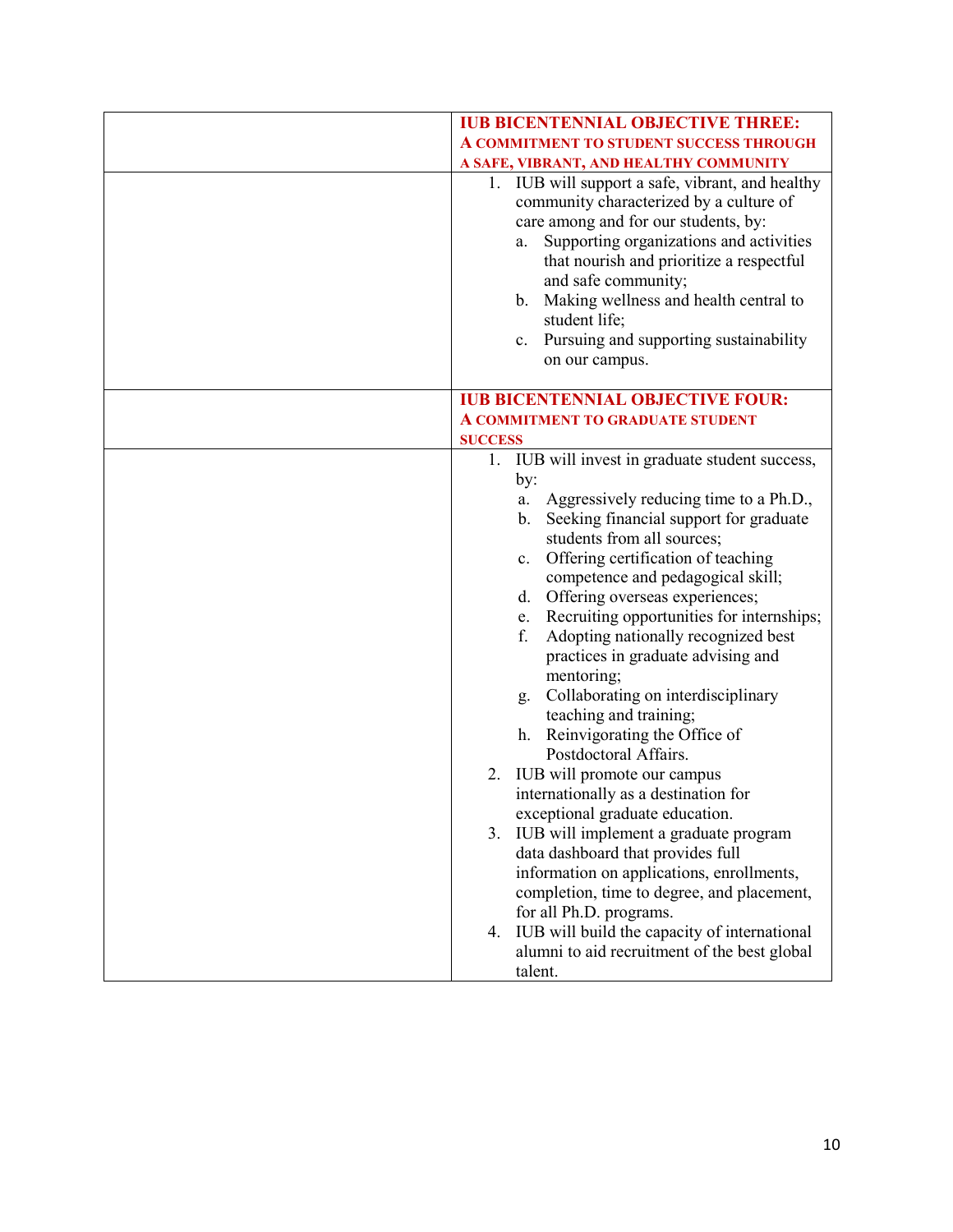| | **IUB BICENTENNIAL OBJECTIVE THREE: A COMMITMENT TO STUDENT SUCCESS THROUGH A SAFE, VIBRANT, AND HEALTHY COMMUNITY** |
|---|---|
| | 1. IUB will support a safe, vibrant, and healthy community characterized by a culture of care among and for our students, by:<br>a. Supporting organizations and activities that nourish and prioritize a respectful and safe community;<br>b. Making wellness and health central to student life;<br>c. Pursuing and supporting sustainability on our campus. |
| | **IUB BICENTENNIAL OBJECTIVE FOUR: A COMMITMENT TO GRADUATE STUDENT SUCCESS** |
| | 1. IUB will invest in graduate student success, by:<br>a. Aggressively reducing time to a Ph.D.,<br>b. Seeking financial support for graduate students from all sources;<br>c. Offering certification of teaching competence and pedagogical skill;<br>d. Offering overseas experiences;<br>e. Recruiting opportunities for internships;<br>f. Adopting nationally recognized best practices in graduate advising and mentoring;<br>g. Collaborating on interdisciplinary teaching and training;<br>h. Reinvigorating the Office of Postdoctoral Affairs.<br>2. IUB will promote our campus internationally as a destination for exceptional graduate education.<br>3. IUB will implement a graduate program data dashboard that provides full information on applications, enrollments, completion, time to degree, and placement, for all Ph.D. programs.<br>4. IUB will build the capacity of international alumni to aid recruitment of the best global talent. |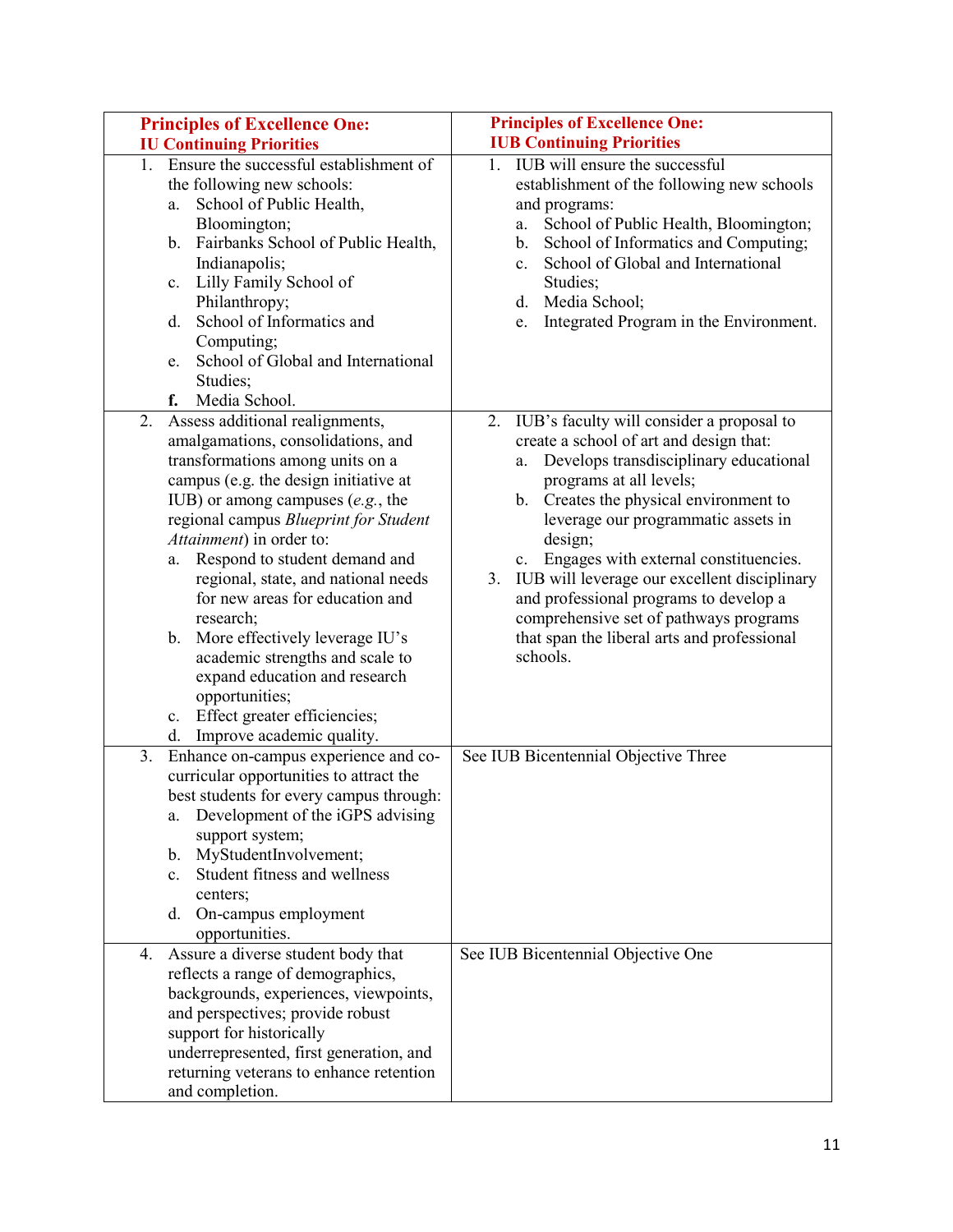| **Principles of Excellence One: IU Continuing Priorities** | **Principles of Excellence One: IUB Continuing Priorities** |
|---|---|
| 1. Ensure the successful establishment of the following new schools:<br>a. School of Public Health, Bloomington;<br>b. Fairbanks School of Public Health, Indianapolis;<br>c. Lilly Family School of Philanthropy;<br>d. School of Informatics and Computing;<br>e. School of Global and International Studies;<br>**f.** Media School. | 1. IUB will ensure the successful establishment of the following new schools and programs:<br>a. School of Public Health, Bloomington;<br>b. School of Informatics and Computing;<br>c. School of Global and International Studies;<br>d. Media School;<br>e. Integrated Program in the Environment. |
| 2. Assess additional realignments, amalgamations, consolidations, and transformations among units on a campus (e.g. the design initiative at IUB) or among campuses (*e.g.*, the regional campus *Blueprint for Student Attainment*) in order to:<br>a. Respond to student demand and regional, state, and national needs for new areas for education and research;<br>b. More effectively leverage IU's academic strengths and scale to expand education and research opportunities;<br>c. Effect greater efficiencies;<br>d. Improve academic quality. | 2. IUB's faculty will consider a proposal to create a school of art and design that:<br>a. Develops transdisciplinary educational programs at all levels;<br>b. Creates the physical environment to leverage our programmatic assets in design;<br>c. Engages with external constituencies.<br>3. IUB will leverage our excellent disciplinary and professional programs to develop a comprehensive set of pathways programs that span the liberal arts and professional schools. |
| 3. Enhance on-campus experience and co-curricular opportunities to attract the best students for every campus through:<br>a. Development of the iGPS advising support system;<br>b. MyStudentInvolvement;<br>c. Student fitness and wellness centers;<br>d. On-campus employment opportunities. | See IUB Bicentennial Objective Three |
| 4. Assure a diverse student body that reflects a range of demographics, backgrounds, experiences, viewpoints, and perspectives; provide robust support for historically underrepresented, first generation, and returning veterans to enhance retention and completion. | See IUB Bicentennial Objective One |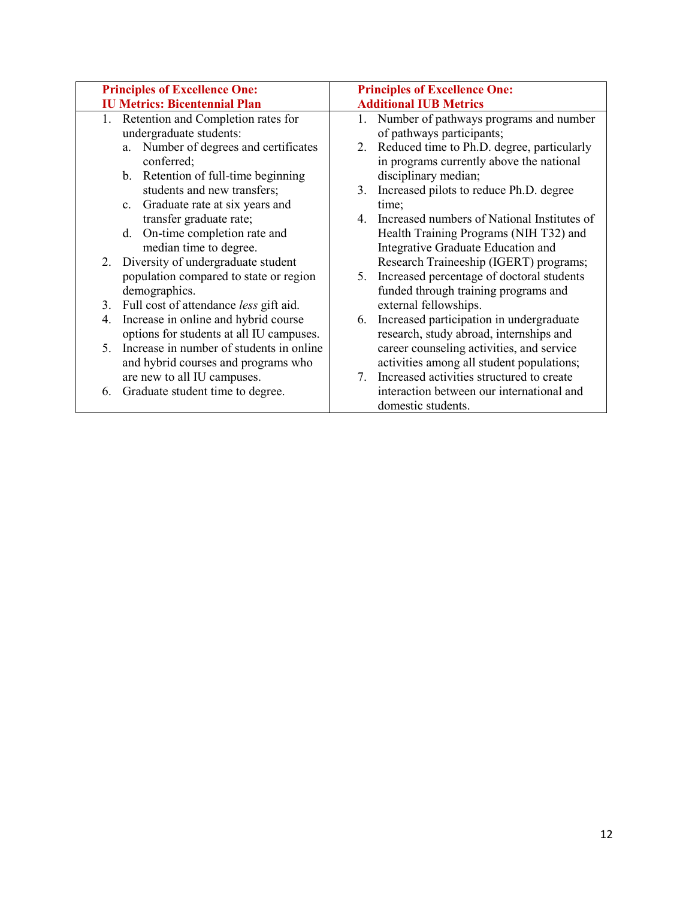| **Principles of Excellence One: IU Metrics: Bicentennial Plan** | **Principles of Excellence One: Additional IUB Metrics** |
|---|---|
| 1. Retention and Completion rates for undergraduate students:<br>a. Number of degrees and certificates conferred;<br>b. Retention of full-time beginning students and new transfers;<br>c. Graduate rate at six years and transfer graduate rate;<br>d. On-time completion rate and median time to degree.<br>2. Diversity of undergraduate student population compared to state or region demographics.<br>3. Full cost of attendance *less* gift aid.<br>4. Increase in online and hybrid course options for students at all IU campuses.<br>5. Increase in number of students in online and hybrid courses and programs who are new to all IU campuses.<br>6. Graduate student time to degree. | 1. Number of pathways programs and number of pathways participants;<br>2. Reduced time to Ph.D. degree, particularly in programs currently above the national disciplinary median;<br>3. Increased pilots to reduce Ph.D. degree time;<br>4. Increased numbers of National Institutes of Health Training Programs (NIH T32) and Integrative Graduate Education and Research Traineeship (IGERT) programs;<br>5. Increased percentage of doctoral students funded through training programs and external fellowships.<br>6. Increased participation in undergraduate research, study abroad, internships and career counseling activities, and service activities among all student populations;<br>7. Increased activities structured to create interaction between our international and domestic students. |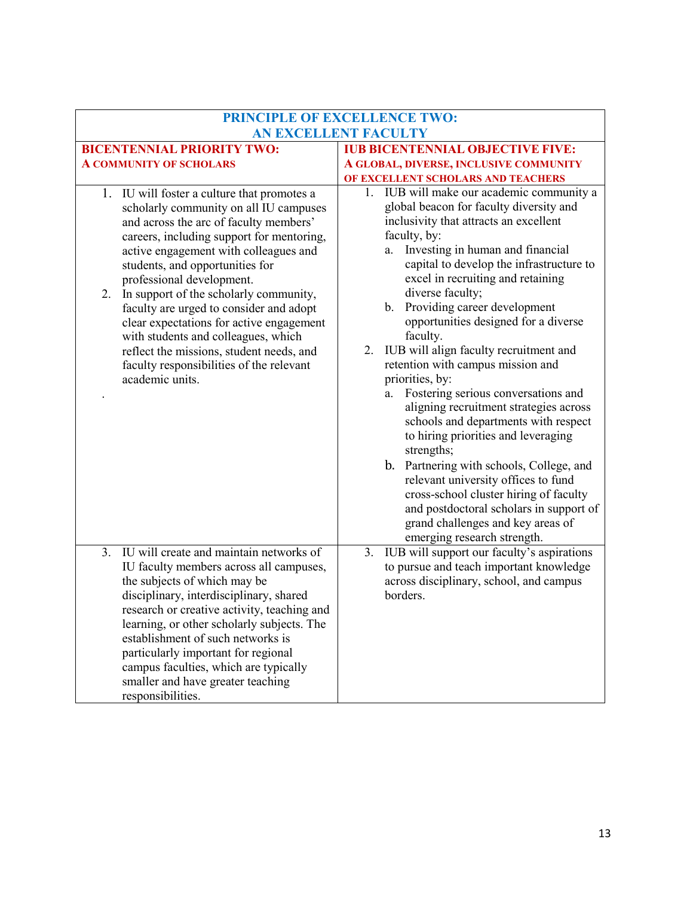| PRINCIPLE OF EXCELLENCE TWO: AN EXCELLENT FACULTY | |
|---|---|
| **BICENTENNIAL PRIORITY TWO: A COMMUNITY OF SCHOLARS** | **IUB BICENTENNIAL OBJECTIVE FIVE: A GLOBAL, DIVERSE, INCLUSIVE COMMUNITY OF EXCELLENT SCHOLARS AND TEACHERS** |
| 1. IU will foster a culture that promotes a scholarly community on all IU campuses and across the arc of faculty members' careers, including support for mentoring, active engagement with colleagues and students, and opportunities for professional development.<br>2. In support of the scholarly community, faculty are urged to consider and adopt clear expectations for active engagement with students and colleagues, which reflect the missions, student needs, and faculty responsibilities of the relevant academic units.<br>. | 1. IUB will make our academic community a global beacon for faculty diversity and inclusivity that attracts an excellent faculty, by:<br>a. Investing in human and financial capital to develop the infrastructure to excel in recruiting and retaining diverse faculty;<br>b. Providing career development opportunities designed for a diverse faculty.<br>2. IUB will align faculty recruitment and retention with campus mission and priorities, by:<br>a. Fostering serious conversations and aligning recruitment strategies across schools and departments with respect to hiring priorities and leveraging strengths;<br>b. Partnering with schools, College, and relevant university offices to fund cross-school cluster hiring of faculty and postdoctoral scholars in support of grand challenges and key areas of emerging research strength. |
| 3. IU will create and maintain networks of IU faculty members across all campuses, the subjects of which may be disciplinary, interdisciplinary, shared research or creative activity, teaching and learning, or other scholarly subjects. The establishment of such networks is particularly important for regional campus faculties, which are typically smaller and have greater teaching responsibilities. | 3. IUB will support our faculty's aspirations to pursue and teach important knowledge across disciplinary, school, and campus borders. |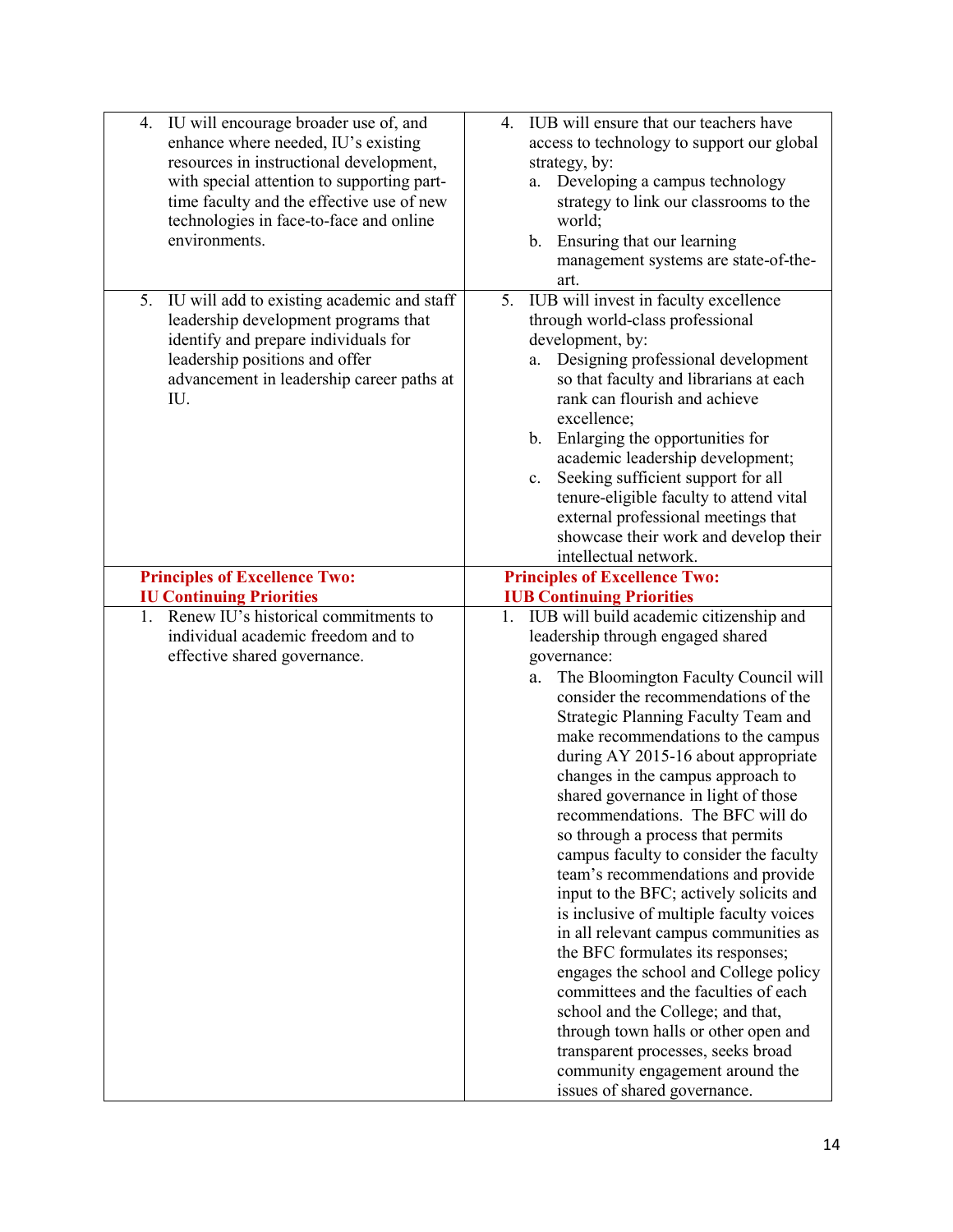| | |
|---|---|
| 4. IU will encourage broader use of, and enhance where needed, IU's existing resources in instructional development, with special attention to supporting part-time faculty and the effective use of new technologies in face-to-face and online environments. | 4. IUB will ensure that our teachers have access to technology to support our global strategy, by: <br> a. Developing a campus technology strategy to link our classrooms to the world; <br> b. Ensuring that our learning management systems are state-of-the-art. |
| 5. IU will add to existing academic and staff leadership development programs that identify and prepare individuals for leadership positions and offer advancement in leadership career paths at IU. | 5. IUB will invest in faculty excellence through world-class professional development, by: <br> a. Designing professional development so that faculty and librarians at each rank can flourish and achieve excellence; <br> b. Enlarging the opportunities for academic leadership development; <br> c. Seeking sufficient support for all tenure-eligible faculty to attend vital external professional meetings that showcase their work and develop their intellectual network. |
| **Principles of Excellence Two: IU Continuing Priorities** | **Principles of Excellence Two: IUB Continuing Priorities** |
| 1. Renew IU's historical commitments to individual academic freedom and to effective shared governance. | 1. IUB will build academic citizenship and leadership through engaged shared governance: <br> a. The Bloomington Faculty Council will consider the recommendations of the Strategic Planning Faculty Team and make recommendations to the campus during AY 2015-16 about appropriate changes in the campus approach to shared governance in light of those recommendations. The BFC will do so through a process that permits campus faculty to consider the faculty team's recommendations and provide input to the BFC; actively solicits and is inclusive of multiple faculty voices in all relevant campus communities as the BFC formulates its responses; engages the school and College policy committees and the faculties of each school and the College; and that, through town halls or other open and transparent processes, seeks broad community engagement around the issues of shared governance. |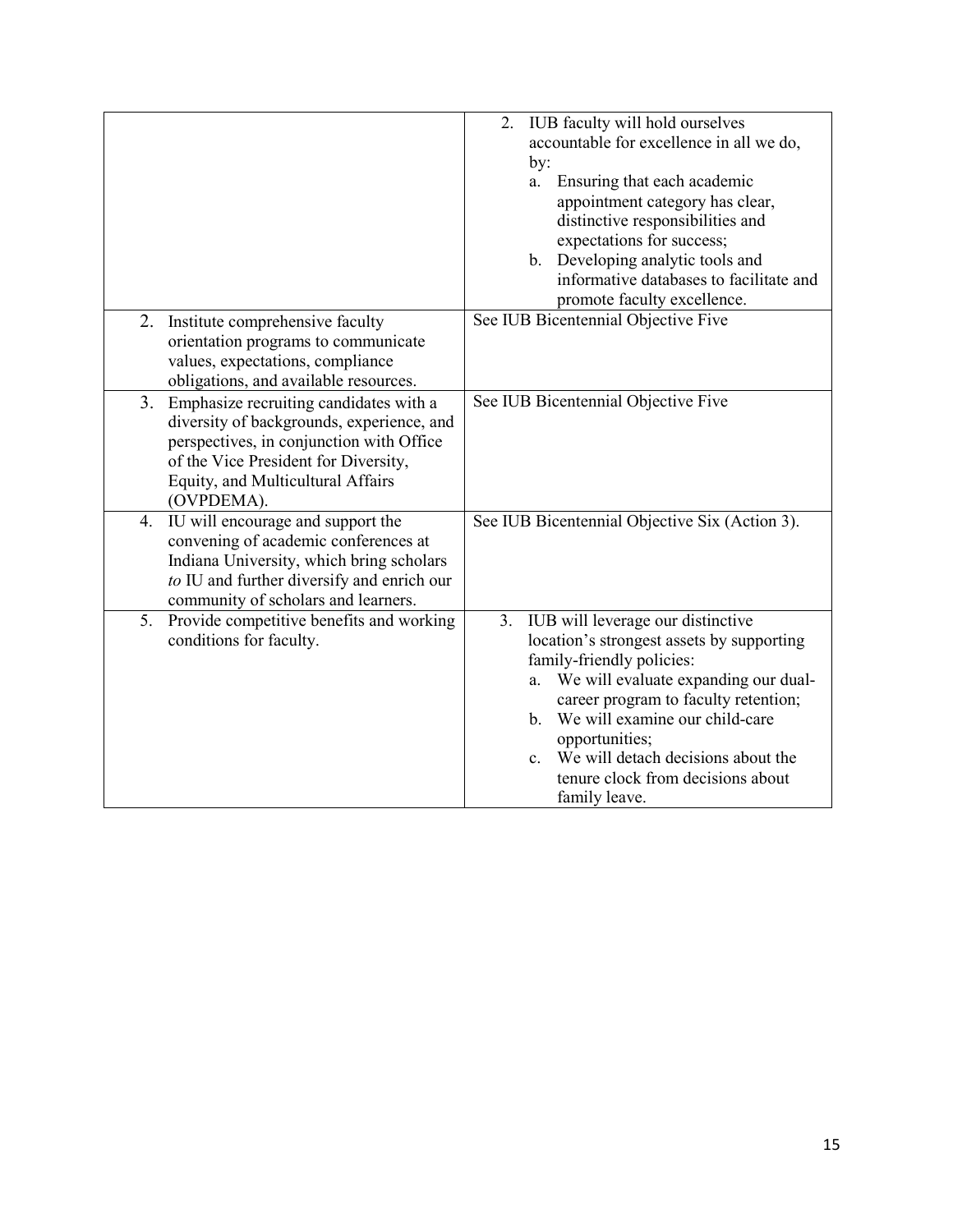| | |
|---|---|
| | 2. IUB faculty will hold ourselves accountable for excellence in all we do, by:<br>a. Ensuring that each academic appointment category has clear, distinctive responsibilities and expectations for success;<br>b. Developing analytic tools and informative databases to facilitate and promote faculty excellence. |
| 2. Institute comprehensive faculty orientation programs to communicate values, expectations, compliance obligations, and available resources. | See IUB Bicentennial Objective Five |
| 3. Emphasize recruiting candidates with a diversity of backgrounds, experience, and perspectives, in conjunction with Office of the Vice President for Diversity, Equity, and Multicultural Affairs (OVPDEMA). | See IUB Bicentennial Objective Five |
| 4. IU will encourage and support the convening of academic conferences at Indiana University, which bring scholars *to* IU and further diversify and enrich our community of scholars and learners. | See IUB Bicentennial Objective Six (Action 3). |
| 5. Provide competitive benefits and working conditions for faculty. | 3. IUB will leverage our distinctive location's strongest assets by supporting family-friendly policies:<br>a. We will evaluate expanding our dual-career program to faculty retention;<br>b. We will examine our child-care opportunities;<br>c. We will detach decisions about the tenure clock from decisions about family leave. |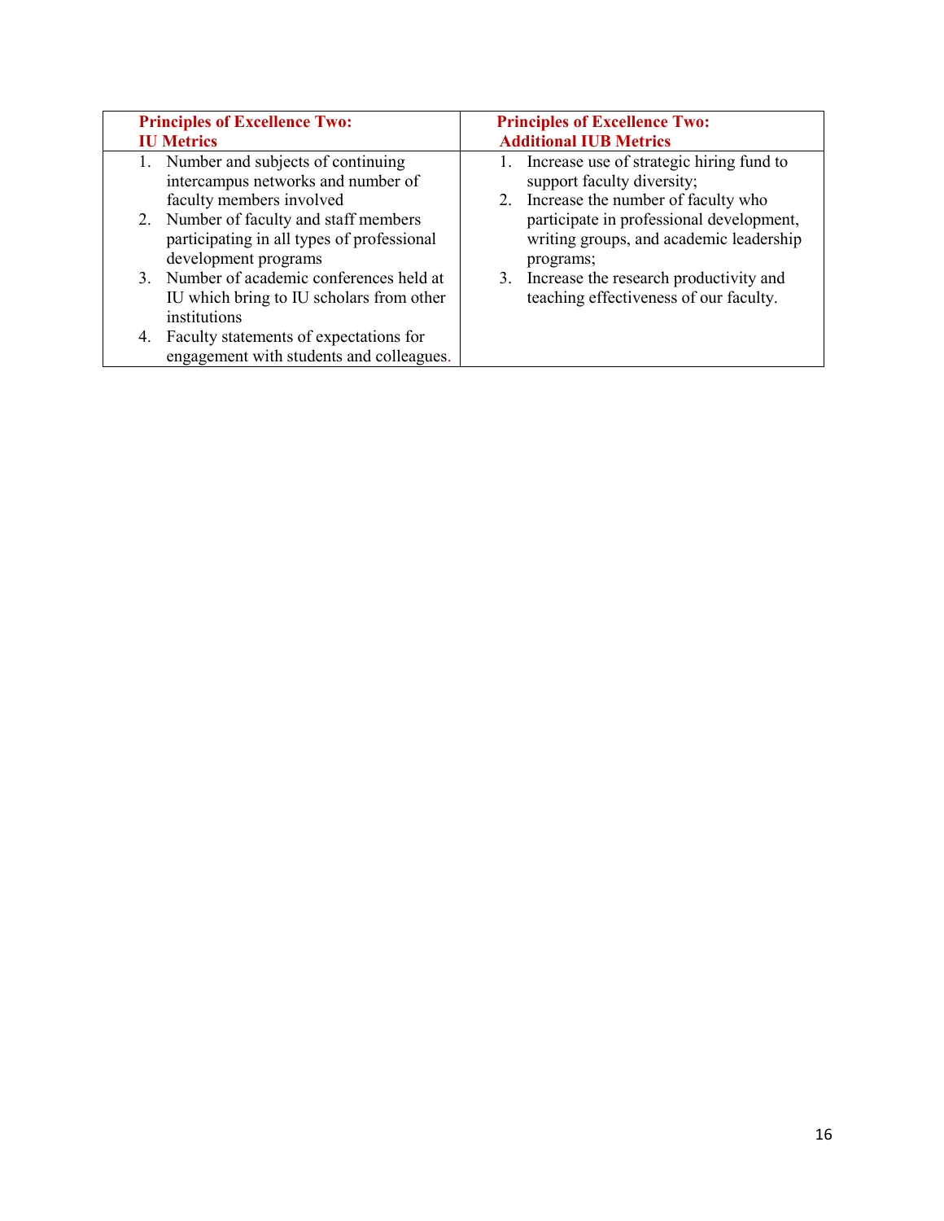| Principles of Excellence Two: IU Metrics | Principles of Excellence Two: Additional IUB Metrics |
| --- | --- |
| 1. Number and subjects of continuing intercampus networks and number of faculty members involved<br>2. Number of faculty and staff members participating in all types of professional development programs<br>3. Number of academic conferences held at IU which bring to IU scholars from other institutions<br>4. Faculty statements of expectations for engagement with students and colleagues. | 1. Increase use of strategic hiring fund to support faculty diversity;<br>2. Increase the number of faculty who participate in professional development, writing groups, and academic leadership programs;<br>3. Increase the research productivity and teaching effectiveness of our faculty. |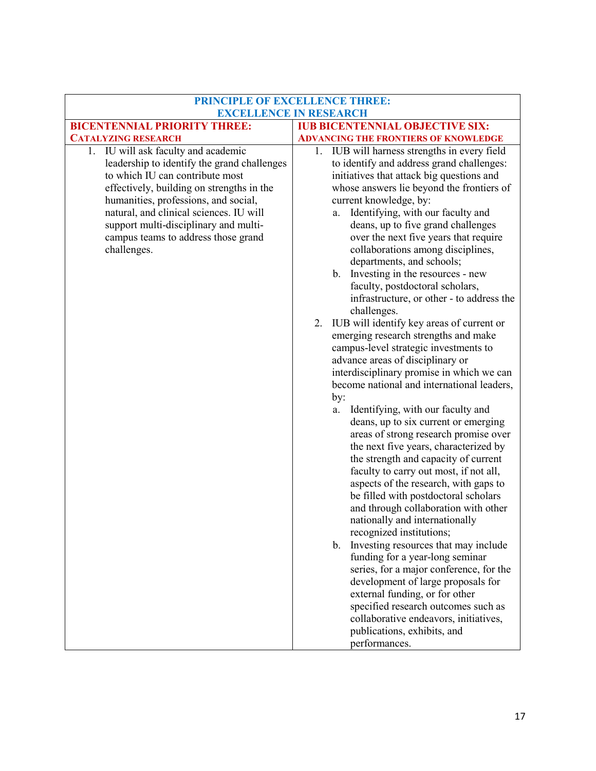| PRINCIPLE OF EXCELLENCE THREE: EXCELLENCE IN RESEARCH | |
|---|---|
| **BICENTENNIAL PRIORITY THREE: CATALYZING RESEARCH** | **IUB BICENTENNIAL OBJECTIVE SIX: ADVANCING THE FRONTIERS OF KNOWLEDGE** |
| 1. IU will ask faculty and academic leadership to identify the grand challenges to which IU can contribute most effectively, building on strengths in the humanities, professions, and social, natural, and clinical sciences. IU will support multi-disciplinary and multi-campus teams to address those grand challenges. | 1. IUB will harness strengths in every field to identify and address grand challenges: initiatives that attack big questions and whose answers lie beyond the frontiers of current knowledge, by:<br>a. Identifying, with our faculty and deans, up to five grand challenges over the next five years that require collaborations among disciplines, departments, and schools;<br>b. Investing in the resources - new faculty, postdoctoral scholars, infrastructure, or other - to address the challenges.<br>2. IUB will identify key areas of current or emerging research strengths and make campus-level strategic investments to advance areas of disciplinary or interdisciplinary promise in which we can become national and international leaders, by:<br>a. Identifying, with our faculty and deans, up to six current or emerging areas of strong research promise over the next five years, characterized by the strength and capacity of current faculty to carry out most, if not all, aspects of the research, with gaps to be filled with postdoctoral scholars and through collaboration with other nationally and internationally recognized institutions;<br>b. Investing resources that may include funding for a year-long seminar series, for a major conference, for the development of large proposals for external funding, or for other specified research outcomes such as collaborative endeavors, initiatives, publications, exhibits, and performances. |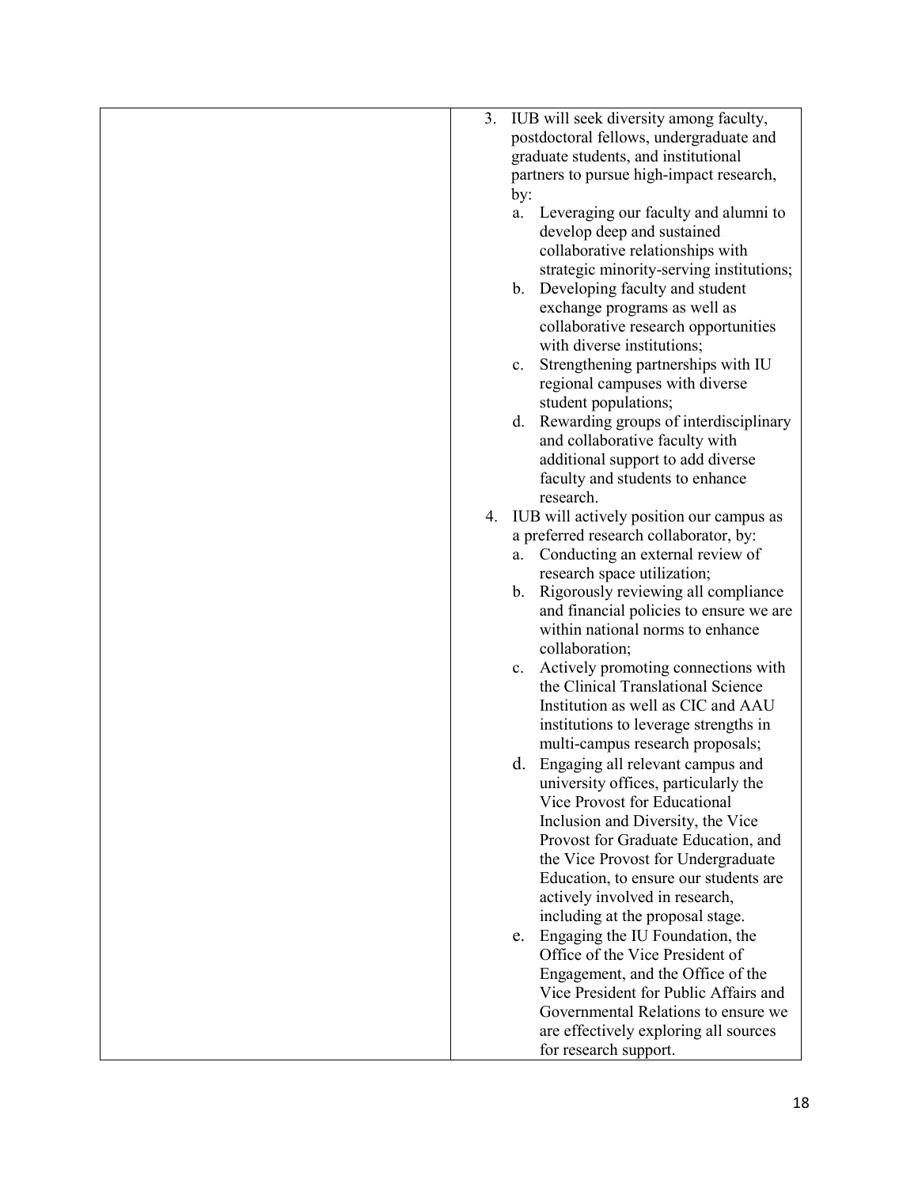| | 3. IUB will seek diversity among faculty, postdoctoral fellows, undergraduate and graduate students, and institutional partners to pursue high-impact research, by:<br>a. Leveraging our faculty and alumni to develop deep and sustained collaborative relationships with strategic minority-serving institutions;<br>b. Developing faculty and student exchange programs as well as collaborative research opportunities with diverse institutions;<br>c. Strengthening partnerships with IU regional campuses with diverse student populations;<br>d. Rewarding groups of interdisciplinary and collaborative faculty with additional support to add diverse faculty and students to enhance research.<br>4. IUB will actively position our campus as a preferred research collaborator, by:<br>a. Conducting an external review of research space utilization;<br>b. Rigorously reviewing all compliance and financial policies to ensure we are within national norms to enhance collaboration;<br>c. Actively promoting connections with the Clinical Translational Science Institution as well as CIC and AAU institutions to leverage strengths in multi-campus research proposals;<br>d. Engaging all relevant campus and university offices, particularly the Vice Provost for Educational Inclusion and Diversity, the Vice Provost for Graduate Education, and the Vice Provost for Undergraduate Education, to ensure our students are actively involved in research, including at the proposal stage.<br>e. Engaging the IU Foundation, the Office of the Vice President of Engagement, and the Office of the Vice President for Public Affairs and Governmental Relations to ensure we are effectively exploring all sources for research support. |
|---|---|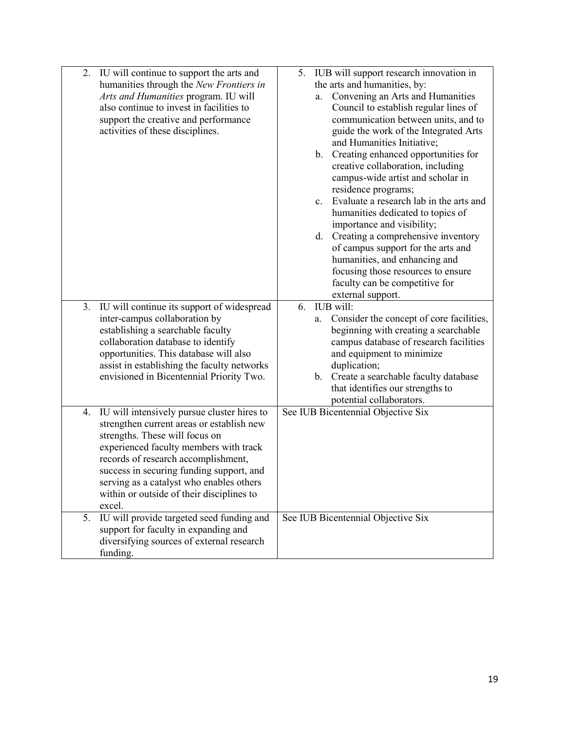| | |
|---|---|
| 2. IU will continue to support the arts and humanities through the *New Frontiers in Arts and Humanities* program. IU will also continue to invest in facilities to support the creative and performance activities of these disciplines. | 5. IUB will support research innovation in the arts and humanities, by:<br>a. Convening an Arts and Humanities Council to establish regular lines of communication between units, and to guide the work of the Integrated Arts and Humanities Initiative;<br>b. Creating enhanced opportunities for creative collaboration, including campus-wide artist and scholar in residence programs;<br>c. Evaluate a research lab in the arts and humanities dedicated to topics of importance and visibility;<br>d. Creating a comprehensive inventory of campus support for the arts and humanities, and enhancing and focusing those resources to ensure faculty can be competitive for external support. |
| 3. IU will continue its support of widespread inter-campus collaboration by establishing a searchable faculty collaboration database to identify opportunities. This database will also assist in establishing the faculty networks envisioned in Bicentennial Priority Two. | 6. IUB will:<br>a. Consider the concept of core facilities, beginning with creating a searchable campus database of research facilities and equipment to minimize duplication;<br>b. Create a searchable faculty database that identifies our strengths to potential collaborators. |
| 4. IU will intensively pursue cluster hires to strengthen current areas or establish new strengths. These will focus on experienced faculty members with track records of research accomplishment, success in securing funding support, and serving as a catalyst who enables others within or outside of their disciplines to excel. | See IUB Bicentennial Objective Six |
| 5. IU will provide targeted seed funding and support for faculty in expanding and diversifying sources of external research funding. | See IUB Bicentennial Objective Six |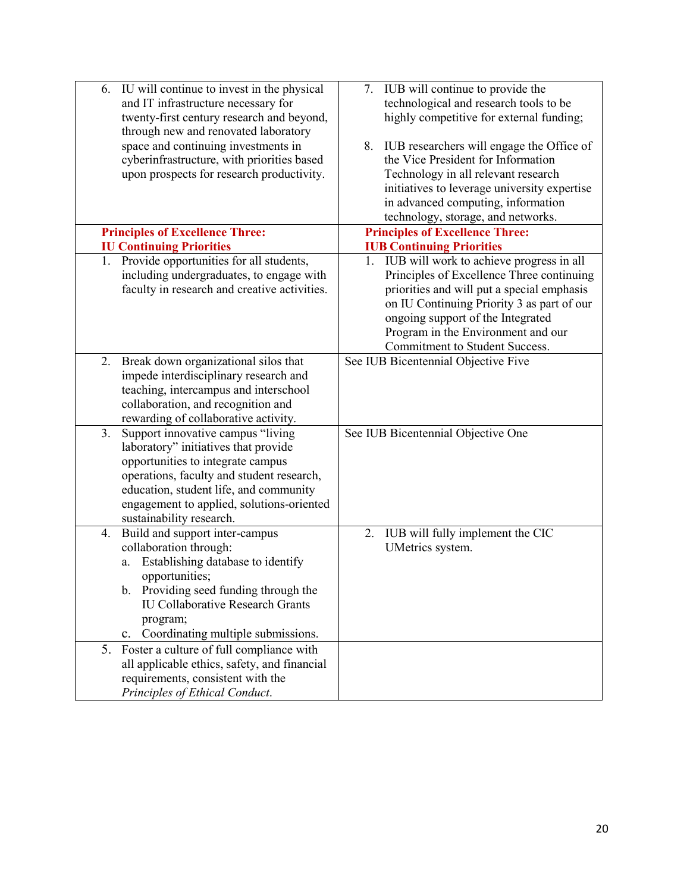| | |
|---|---|
| 6. IU will continue to invest in the physical and IT infrastructure necessary for twenty-first century research and beyond, through new and renovated laboratory space and continuing investments in cyberinfrastructure, with priorities based upon prospects for research productivity. | 7. IUB will continue to provide the technological and research tools to be highly competitive for external funding;<br><br>8. IUB researchers will engage the Office of the Vice President for Information Technology in all relevant research initiatives to leverage university expertise in advanced computing, information technology, storage, and networks. |
| **Principles of Excellence Three: IU Continuing Priorities** | **Principles of Excellence Three: IUB Continuing Priorities** |
| 1. Provide opportunities for all students, including undergraduates, to engage with faculty in research and creative activities. | 1. IUB will work to achieve progress in all Principles of Excellence Three continuing priorities and will put a special emphasis on IU Continuing Priority 3 as part of our ongoing support of the Integrated Program in the Environment and our Commitment to Student Success. |
| 2. Break down organizational silos that impede interdisciplinary research and teaching, intercampus and interschool collaboration, and recognition and rewarding of collaborative activity. | See IUB Bicentennial Objective Five |
| 3. Support innovative campus "living laboratory" initiatives that provide opportunities to integrate campus operations, faculty and student research, education, student life, and community engagement to applied, solutions-oriented sustainability research. | See IUB Bicentennial Objective One |
| 4. Build and support inter-campus collaboration through:<br>a. Establishing database to identify opportunities;<br>b. Providing seed funding through the IU Collaborative Research Grants program;<br>c. Coordinating multiple submissions. | 2. IUB will fully implement the CIC UMetrics system. |
| 5. Foster a culture of full compliance with all applicable ethics, safety, and financial requirements, consistent with the *Principles of Ethical Conduct*. | |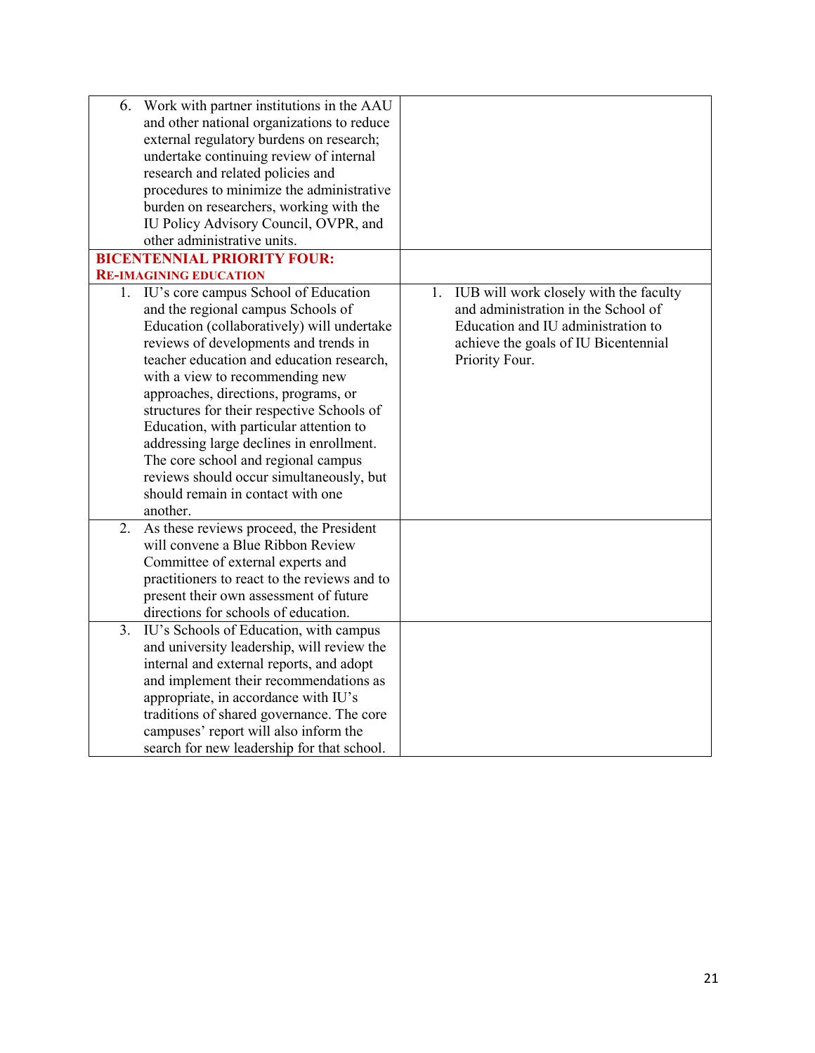| | |
|---|---|
| 6. Work with partner institutions in the AAU and other national organizations to reduce external regulatory burdens on research; undertake continuing review of internal research and related policies and procedures to minimize the administrative burden on researchers, working with the IU Policy Advisory Council, OVPR, and other administrative units. | |
| **BICENTENNIAL PRIORITY FOUR: RE-IMAGINING EDUCATION** | |
| 1. IU's core campus School of Education and the regional campus Schools of Education (collaboratively) will undertake reviews of developments and trends in teacher education and education research, with a view to recommending new approaches, directions, programs, or structures for their respective Schools of Education, with particular attention to addressing large declines in enrollment. The core school and regional campus reviews should occur simultaneously, but should remain in contact with one another. | 1. IUB will work closely with the faculty and administration in the School of Education and IU administration to achieve the goals of IU Bicentennial Priority Four. |
| 2. As these reviews proceed, the President will convene a Blue Ribbon Review Committee of external experts and practitioners to react to the reviews and to present their own assessment of future directions for schools of education. | |
| 3. IU's Schools of Education, with campus and university leadership, will review the internal and external reports, and adopt and implement their recommendations as appropriate, in accordance with IU's traditions of shared governance. The core campuses' report will also inform the search for new leadership for that school. | |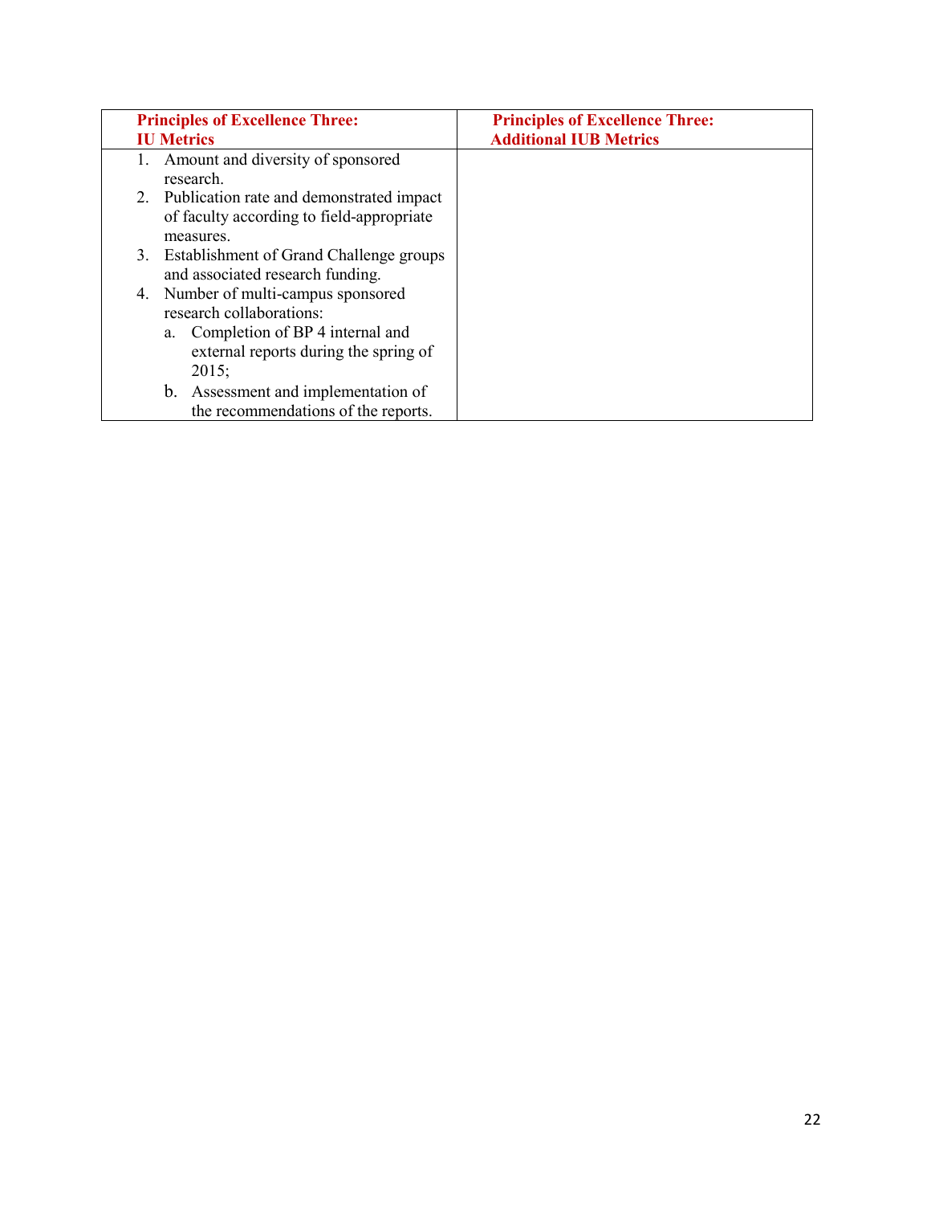| **Principles of Excellence Three: IU Metrics** | **Principles of Excellence Three: Additional IUB Metrics** |
|---|---|
| 1. Amount and diversity of sponsored research.<br>2. Publication rate and demonstrated impact of faculty according to field-appropriate measures.<br>3. Establishment of Grand Challenge groups and associated research funding.<br>4. Number of multi-campus sponsored research collaborations:<br>&nbsp;&nbsp;&nbsp;&nbsp;a. Completion of BP 4 internal and external reports during the spring of 2015;<br>&nbsp;&nbsp;&nbsp;&nbsp;b. Assessment and implementation of the recommendations of the reports. | |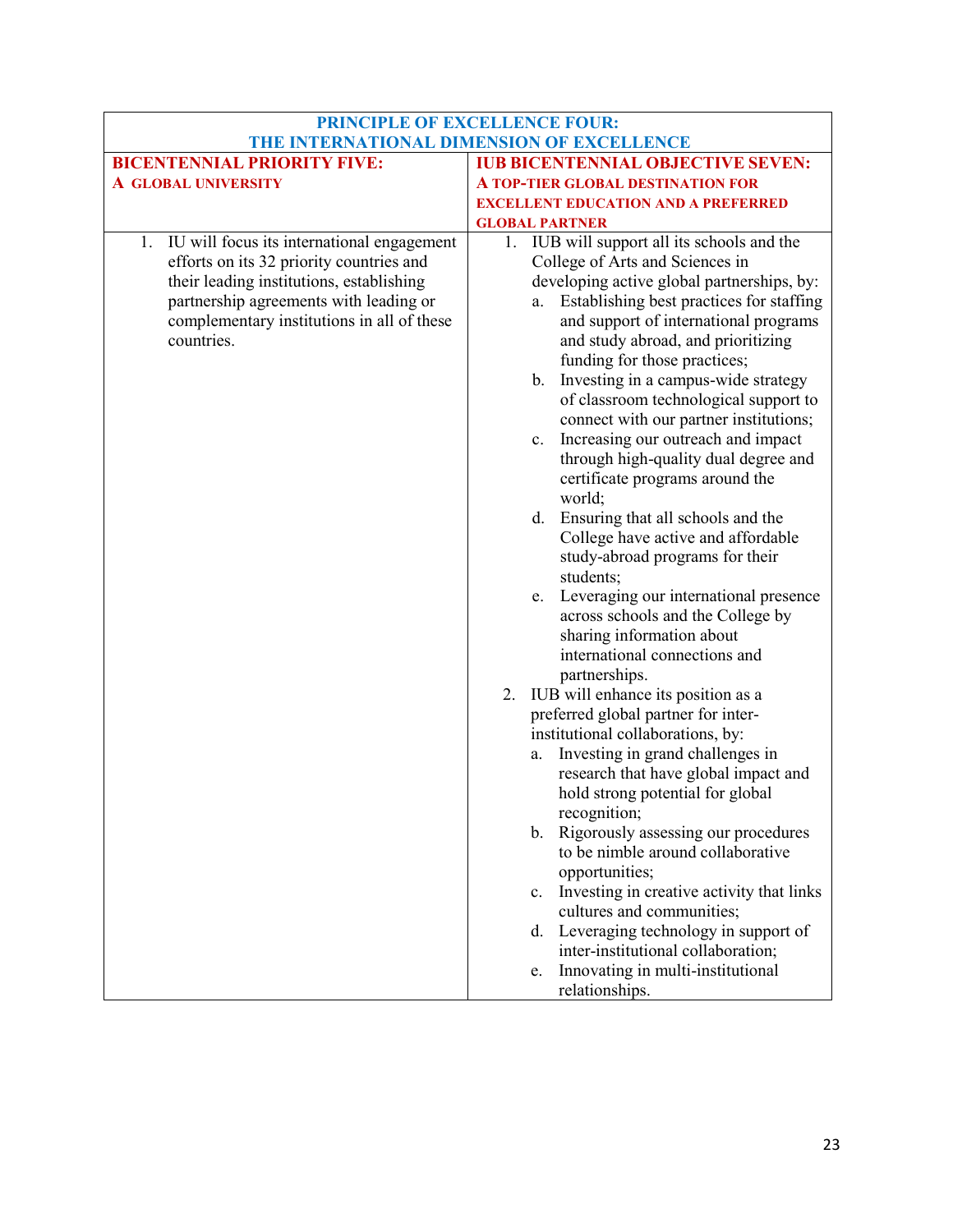| PRINCIPLE OF EXCELLENCE FOUR: THE INTERNATIONAL DIMENSION OF EXCELLENCE | |
|---|---|
| **BICENTENNIAL PRIORITY FIVE: A GLOBAL UNIVERSITY** | **IUB BICENTENNIAL OBJECTIVE SEVEN: A TOP-TIER GLOBAL DESTINATION FOR EXCELLENT EDUCATION AND A PREFERRED GLOBAL PARTNER** |
| 1. IU will focus its international engagement efforts on its 32 priority countries and their leading institutions, establishing partnership agreements with leading or complementary institutions in all of these countries. | 1. IUB will support all its schools and the College of Arts and Sciences in developing active global partnerships, by:<br>a. Establishing best practices for staffing and support of international programs and study abroad, and prioritizing funding for those practices;<br>b. Investing in a campus-wide strategy of classroom technological support to connect with our partner institutions;<br>c. Increasing our outreach and impact through high-quality dual degree and certificate programs around the world;<br>d. Ensuring that all schools and the College have active and affordable study-abroad programs for their students;<br>e. Leveraging our international presence across schools and the College by sharing information about international connections and partnerships.<br>2. IUB will enhance its position as a preferred global partner for inter-institutional collaborations, by:<br>a. Investing in grand challenges in research that have global impact and hold strong potential for global recognition;<br>b. Rigorously assessing our procedures to be nimble around collaborative opportunities;<br>c. Investing in creative activity that links cultures and communities;<br>d. Leveraging technology in support of inter-institutional collaboration;<br>e. Innovating in multi-institutional relationships. |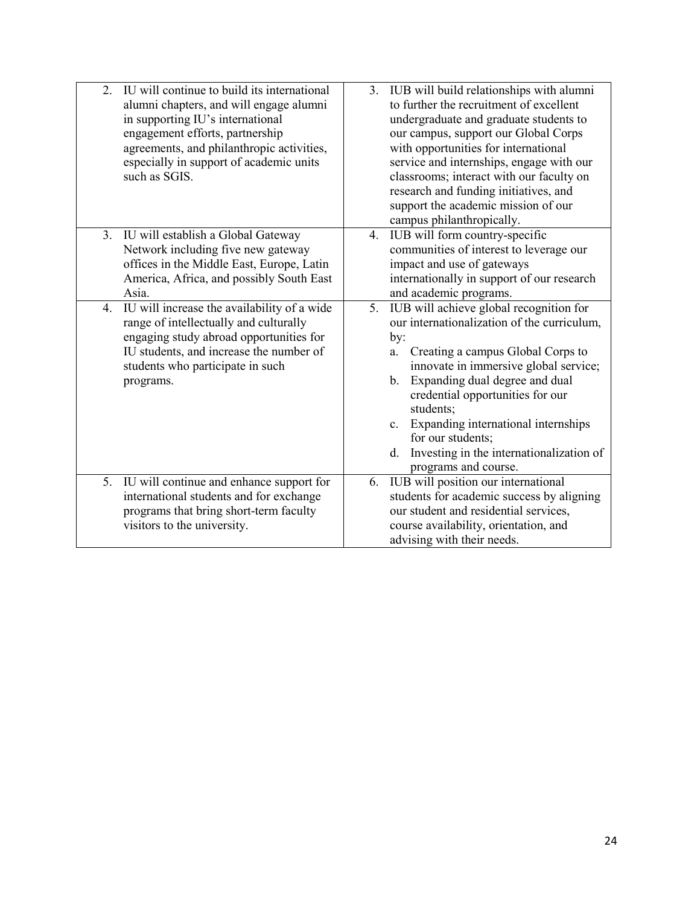| | |
|---|---|
| 2. IU will continue to build its international alumni chapters, and will engage alumni in supporting IU's international engagement efforts, partnership agreements, and philanthropic activities, especially in support of academic units such as SGIS. | 3. IUB will build relationships with alumni to further the recruitment of excellent undergraduate and graduate students to our campus, support our Global Corps with opportunities for international service and internships, engage with our classrooms; interact with our faculty on research and funding initiatives, and support the academic mission of our campus philanthropically. |
| 3. IU will establish a Global Gateway Network including five new gateway offices in the Middle East, Europe, Latin America, Africa, and possibly South East Asia. | 4. IUB will form country-specific communities of interest to leverage our impact and use of gateways internationally in support of our research and academic programs. |
| 4. IU will increase the availability of a wide range of intellectually and culturally engaging study abroad opportunities for IU students, and increase the number of students who participate in such programs. | 5. IUB will achieve global recognition for our internationalization of the curriculum, by: <br> a. Creating a campus Global Corps to innovate in immersive global service; <br> b. Expanding dual degree and dual credential opportunities for our students; <br> c. Expanding international internships for our students; <br> d. Investing in the internationalization of programs and course. |
| 5. IU will continue and enhance support for international students and for exchange programs that bring short-term faculty visitors to the university. | 6. IUB will position our international students for academic success by aligning our student and residential services, course availability, orientation, and advising with their needs. |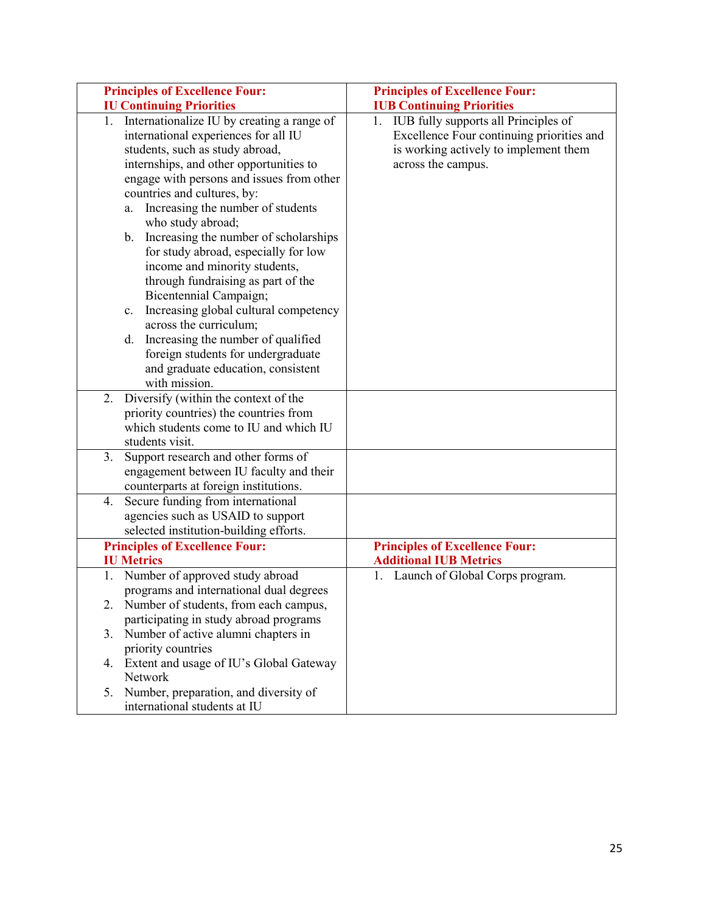| **Principles of Excellence Four: IU Continuing Priorities** | **Principles of Excellence Four: IUB Continuing Priorities** |
| --- | --- |
| 1. Internationalize IU by creating a range of international experiences for all IU students, such as study abroad, internships, and other opportunities to engage with persons and issues from other countries and cultures, by: <br> a. Increasing the number of students who study abroad; <br> b. Increasing the number of scholarships for study abroad, especially for low income and minority students, through fundraising as part of the Bicentennial Campaign; <br> c. Increasing global cultural competency across the curriculum; <br> d. Increasing the number of qualified foreign students for undergraduate and graduate education, consistent with mission. | 1. IUB fully supports all Principles of Excellence Four continuing priorities and is working actively to implement them across the campus. |
| 2. Diversify (within the context of the priority countries) the countries from which students come to IU and which IU students visit. | |
| 3. Support research and other forms of engagement between IU faculty and their counterparts at foreign institutions. | |
| 4. Secure funding from international agencies such as USAID to support selected institution-building efforts. | |
| **Principles of Excellence Four: IU Metrics** | **Principles of Excellence Four: Additional IUB Metrics** |
| 1. Number of approved study abroad programs and international dual degrees <br> 2. Number of students, from each campus, participating in study abroad programs <br> 3. Number of active alumni chapters in priority countries <br> 4. Extent and usage of IU's Global Gateway Network <br> 5. Number, preparation, and diversity of international students at IU | 1. Launch of Global Corps program. |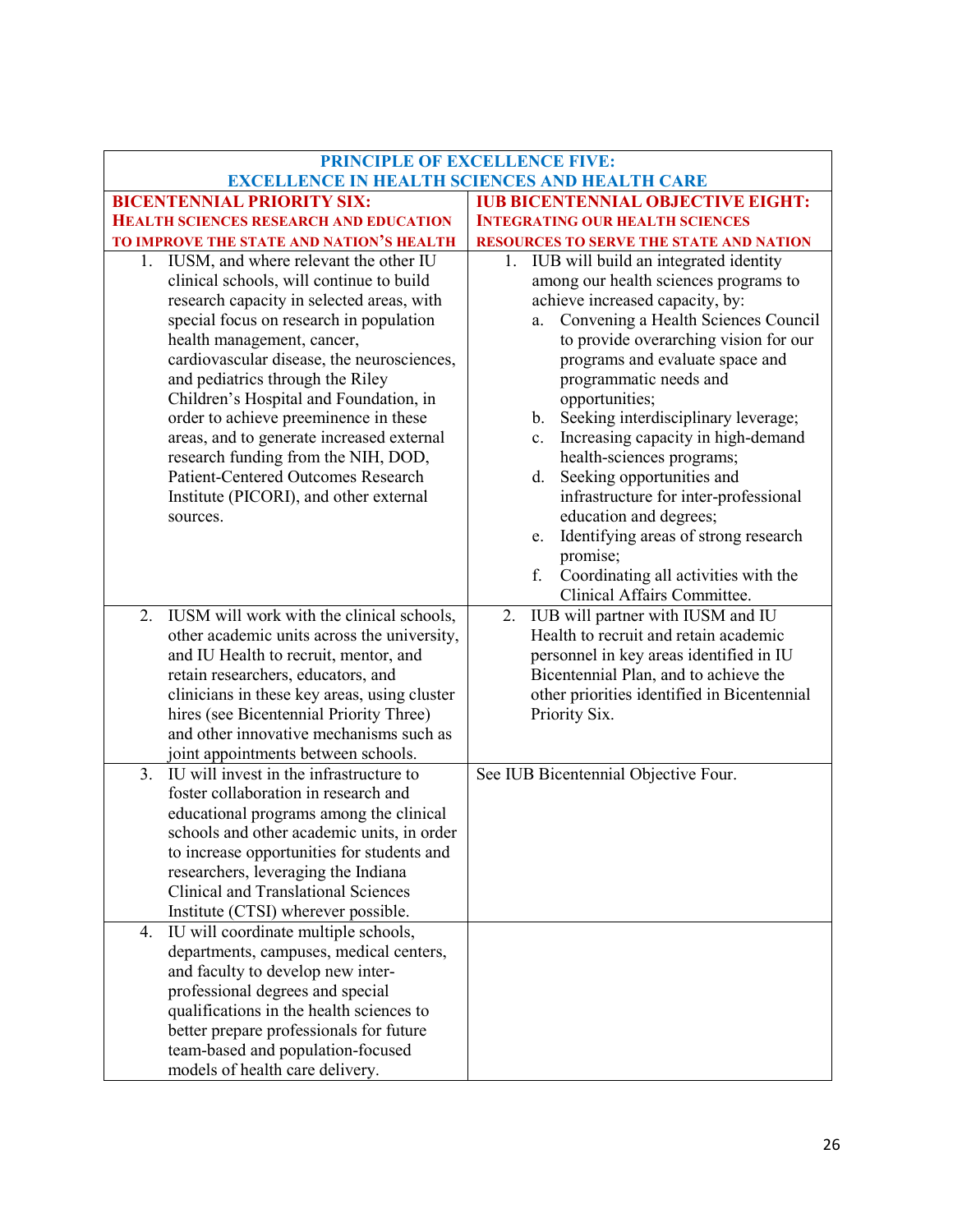| PRINCIPLE OF EXCELLENCE FIVE: EXCELLENCE IN HEALTH SCIENCES AND HEALTH CARE | |
|---|---|
| **BICENTENNIAL PRIORITY SIX: HEALTH SCIENCES RESEARCH AND EDUCATION TO IMPROVE THE STATE AND NATION'S HEALTH** | **IUB BICENTENNIAL OBJECTIVE EIGHT: INTEGRATING OUR HEALTH SCIENCES RESOURCES TO SERVE THE STATE AND NATION** |
| 1. IUSM, and where relevant the other IU clinical schools, will continue to build research capacity in selected areas, with special focus on research in population health management, cancer, cardiovascular disease, the neurosciences, and pediatrics through the Riley Children's Hospital and Foundation, in order to achieve preeminence in these areas, and to generate increased external research funding from the NIH, DOD, Patient-Centered Outcomes Research Institute (PICORI), and other external sources. | 1. IUB will build an integrated identity among our health sciences programs to achieve increased capacity, by:<br>a. Convening a Health Sciences Council to provide overarching vision for our programs and evaluate space and programmatic needs and opportunities;<br>b. Seeking interdisciplinary leverage;<br>c. Increasing capacity in high-demand health-sciences programs;<br>d. Seeking opportunities and infrastructure for inter-professional education and degrees;<br>e. Identifying areas of strong research promise;<br>f. Coordinating all activities with the Clinical Affairs Committee. |
| 2. IUSM will work with the clinical schools, other academic units across the university, and IU Health to recruit, mentor, and retain researchers, educators, and clinicians in these key areas, using cluster hires (see Bicentennial Priority Three) and other innovative mechanisms such as joint appointments between schools. | 2. IUB will partner with IUSM and IU Health to recruit and retain academic personnel in key areas identified in IU Bicentennial Plan, and to achieve the other priorities identified in Bicentennial Priority Six. |
| 3. IU will invest in the infrastructure to foster collaboration in research and educational programs among the clinical schools and other academic units, in order to increase opportunities for students and researchers, leveraging the Indiana Clinical and Translational Sciences Institute (CTSI) wherever possible. | See IUB Bicentennial Objective Four. |
| 4. IU will coordinate multiple schools, departments, campuses, medical centers, and faculty to develop new inter-professional degrees and special qualifications in the health sciences to better prepare professionals for future team-based and population-focused models of health care delivery. | |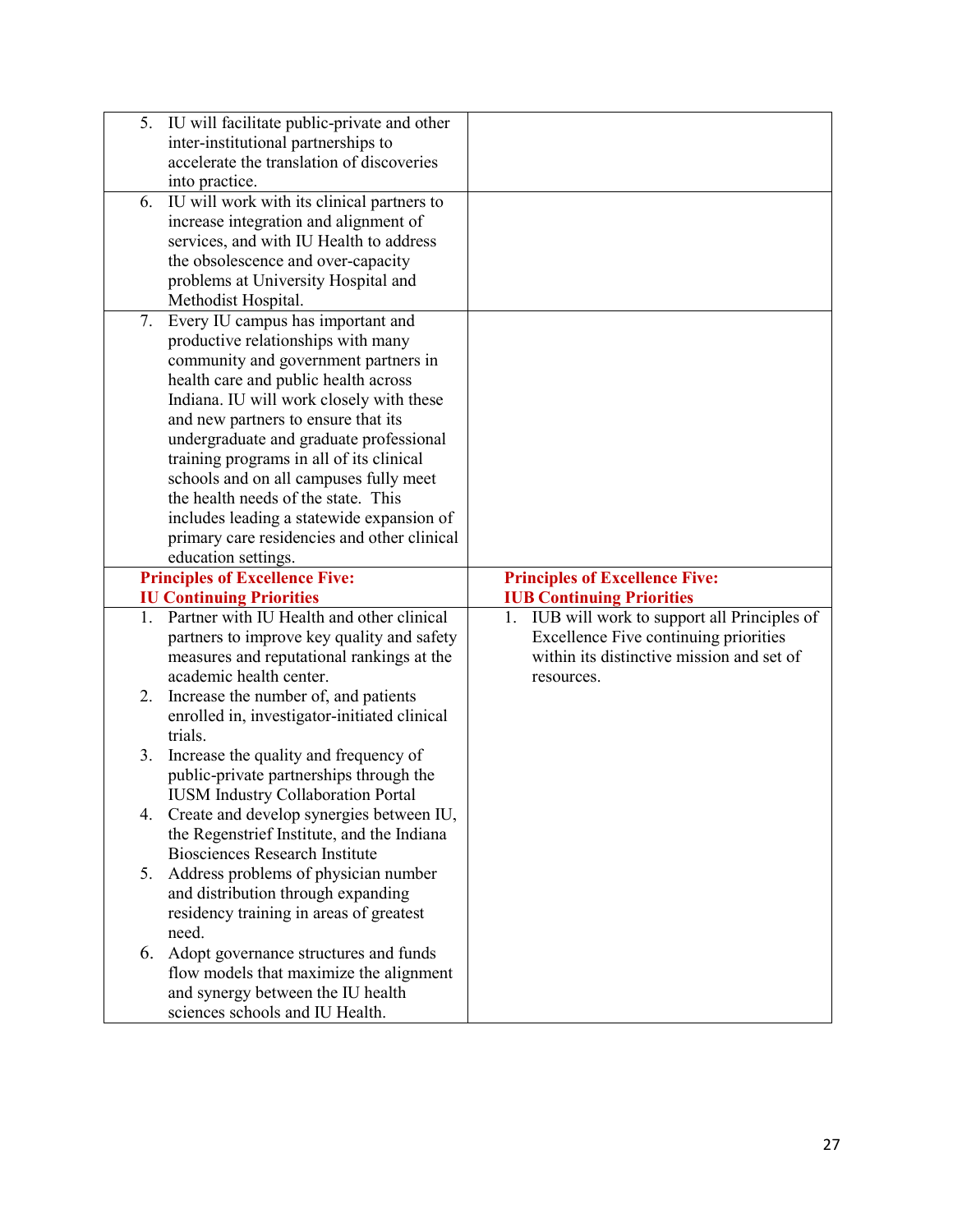| | |
|---|---|
| 5. IU will facilitate public-private and other inter-institutional partnerships to accelerate the translation of discoveries into practice. | |
| 6. IU will work with its clinical partners to increase integration and alignment of services, and with IU Health to address the obsolescence and over-capacity problems at University Hospital and Methodist Hospital. | |
| 7. Every IU campus has important and productive relationships with many community and government partners in health care and public health across Indiana. IU will work closely with these and new partners to ensure that its undergraduate and graduate professional training programs in all of its clinical schools and on all campuses fully meet the health needs of the state. This includes leading a statewide expansion of primary care residencies and other clinical education settings. | |
| **Principles of Excellence Five: IU Continuing Priorities** | **Principles of Excellence Five: IUB Continuing Priorities** |
| 1. Partner with IU Health and other clinical partners to improve key quality and safety measures and reputational rankings at the academic health center.<br>2. Increase the number of, and patients enrolled in, investigator-initiated clinical trials.<br>3. Increase the quality and frequency of public-private partnerships through the IUSM Industry Collaboration Portal<br>4. Create and develop synergies between IU, the Regenstrief Institute, and the Indiana Biosciences Research Institute<br>5. Address problems of physician number and distribution through expanding residency training in areas of greatest need.<br>6. Adopt governance structures and funds flow models that maximize the alignment and synergy between the IU health sciences schools and IU Health. | 1. IUB will work to support all Principles of Excellence Five continuing priorities within its distinctive mission and set of resources. |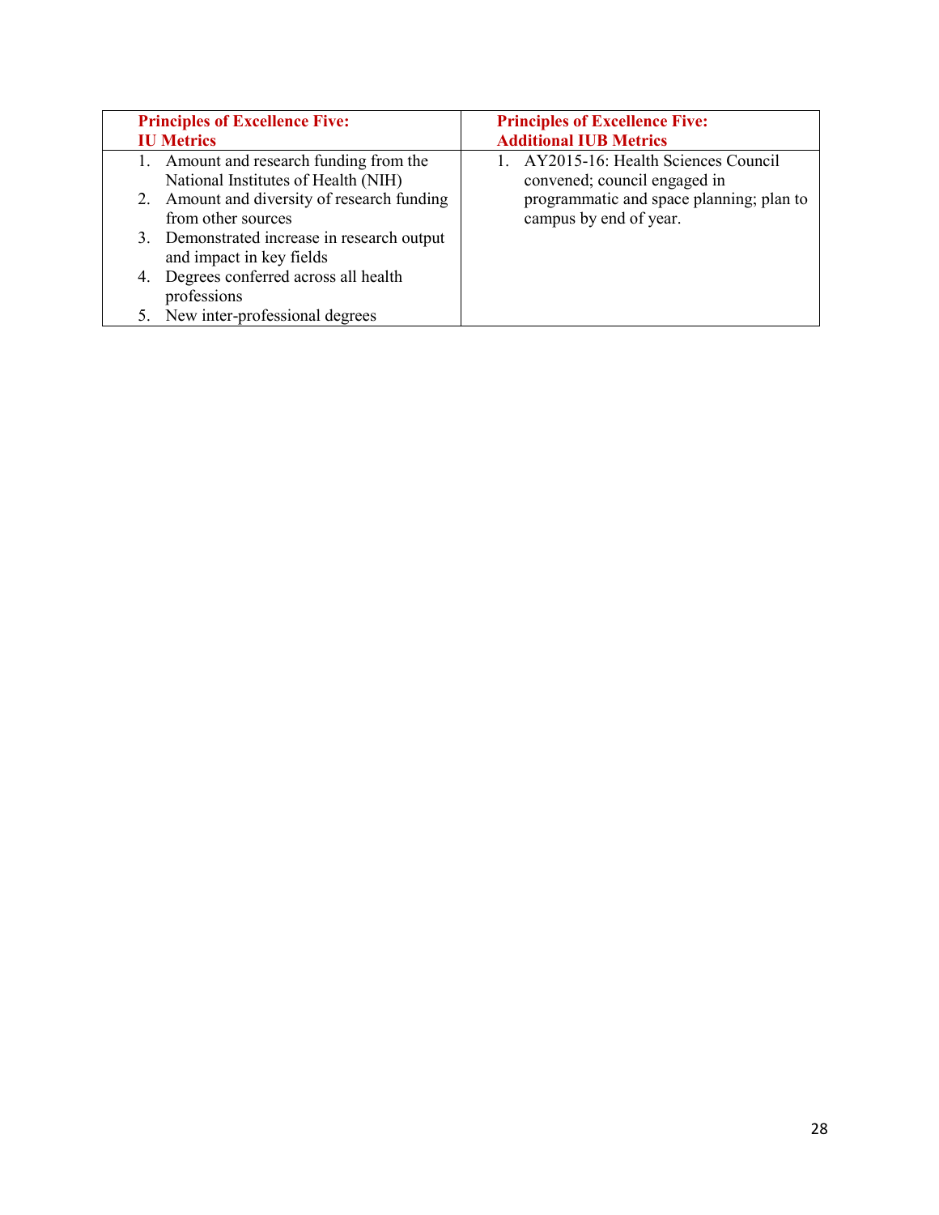| **Principles of Excellence Five: IU Metrics** | **Principles of Excellence Five: Additional IUB Metrics** |
| --- | --- |
| 1. Amount and research funding from the National Institutes of Health (NIH)<br>2. Amount and diversity of research funding from other sources<br>3. Demonstrated increase in research output and impact in key fields<br>4. Degrees conferred across all health professions<br>5. New inter-professional degrees | 1. AY2015-16: Health Sciences Council convened; council engaged in programmatic and space planning; plan to campus by end of year. |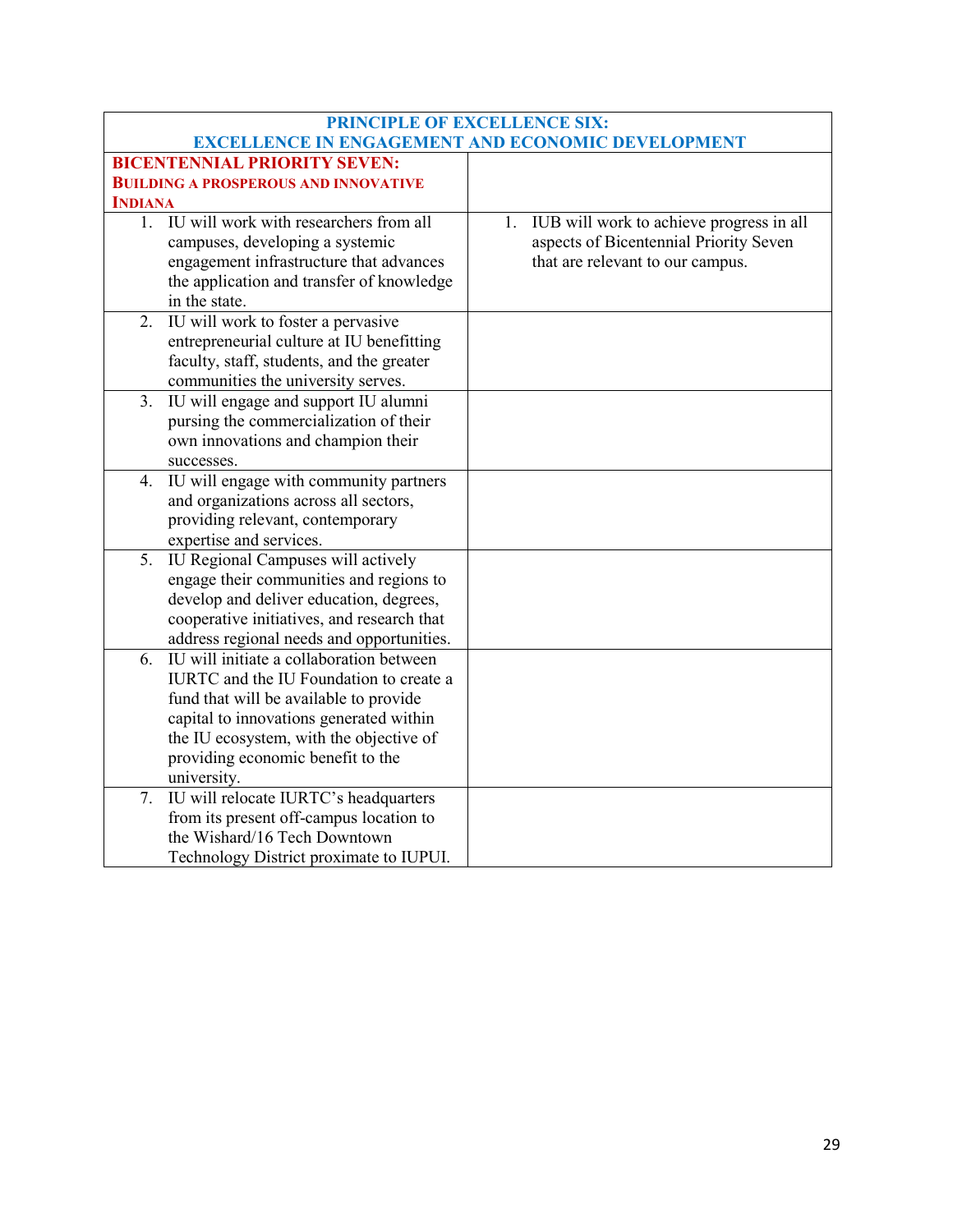| PRINCIPLE OF EXCELLENCE SIX: EXCELLENCE IN ENGAGEMENT AND ECONOMIC DEVELOPMENT | |
|---|---|
| **BICENTENNIAL PRIORITY SEVEN: BUILDING A PROSPEROUS AND INNOVATIVE INDIANA** | |
| 1. IU will work with researchers from all campuses, developing a systemic engagement infrastructure that advances the application and transfer of knowledge in the state. | 1. IUB will work to achieve progress in all aspects of Bicentennial Priority Seven that are relevant to our campus. |
| 2. IU will work to foster a pervasive entrepreneurial culture at IU benefitting faculty, staff, students, and the greater communities the university serves. | |
| 3. IU will engage and support IU alumni pursing the commercialization of their own innovations and champion their successes. | |
| 4. IU will engage with community partners and organizations across all sectors, providing relevant, contemporary expertise and services. | |
| 5. IU Regional Campuses will actively engage their communities and regions to develop and deliver education, degrees, cooperative initiatives, and research that address regional needs and opportunities. | |
| 6. IU will initiate a collaboration between IURTC and the IU Foundation to create a fund that will be available to provide capital to innovations generated within the IU ecosystem, with the objective of providing economic benefit to the university. | |
| 7. IU will relocate IURTC's headquarters from its present off-campus location to the Wishard/16 Tech Downtown Technology District proximate to IUPUI. | |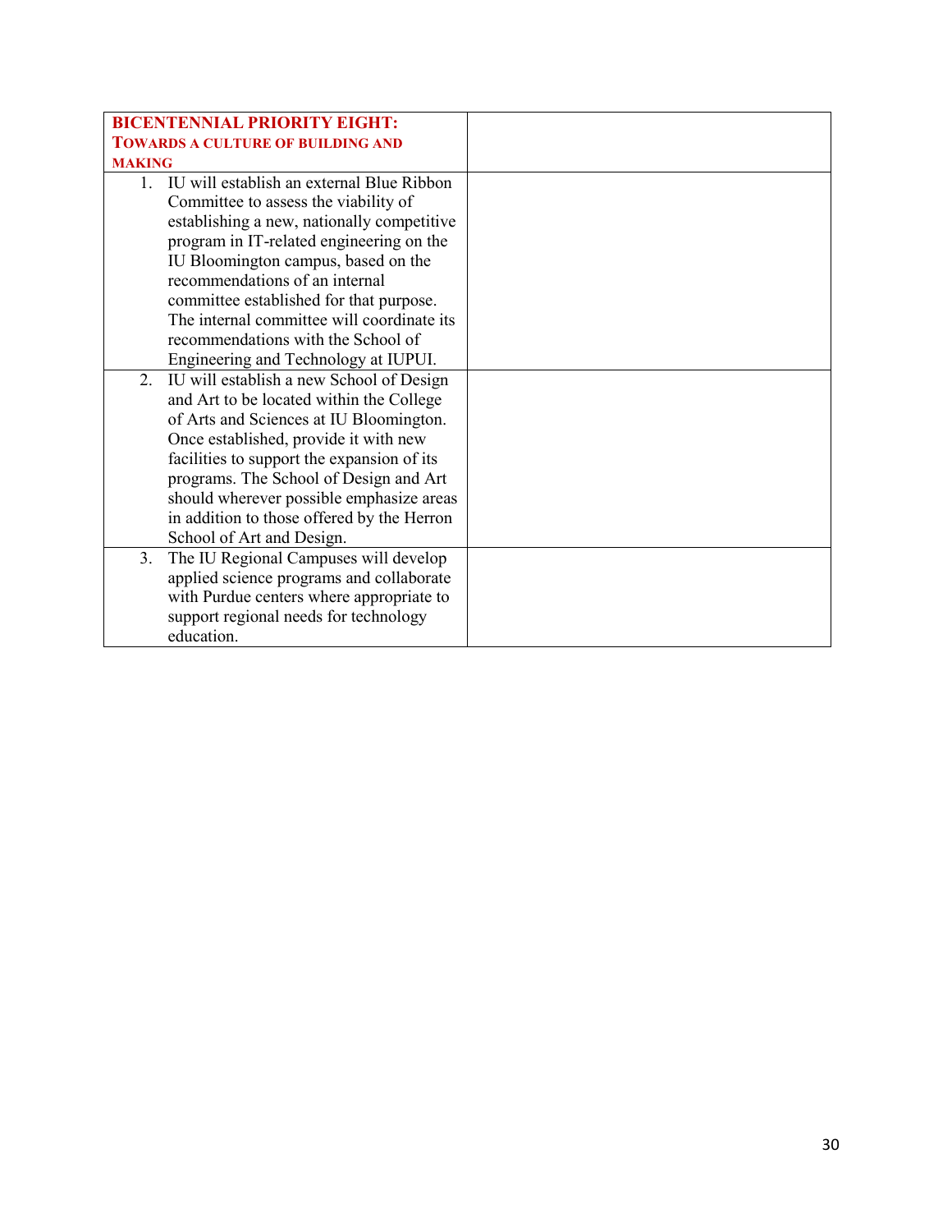| **BICENTENNIAL PRIORITY EIGHT: TOWARDS A CULTURE OF BUILDING AND MAKING** | |
|---|---|
| 1. IU will establish an external Blue Ribbon Committee to assess the viability of establishing a new, nationally competitive program in IT-related engineering on the IU Bloomington campus, based on the recommendations of an internal committee established for that purpose. The internal committee will coordinate its recommendations with the School of Engineering and Technology at IUPUI. | |
| 2. IU will establish a new School of Design and Art to be located within the College of Arts and Sciences at IU Bloomington. Once established, provide it with new facilities to support the expansion of its programs. The School of Design and Art should wherever possible emphasize areas in addition to those offered by the Herron School of Art and Design. | |
| 3. The IU Regional Campuses will develop applied science programs and collaborate with Purdue centers where appropriate to support regional needs for technology education. | |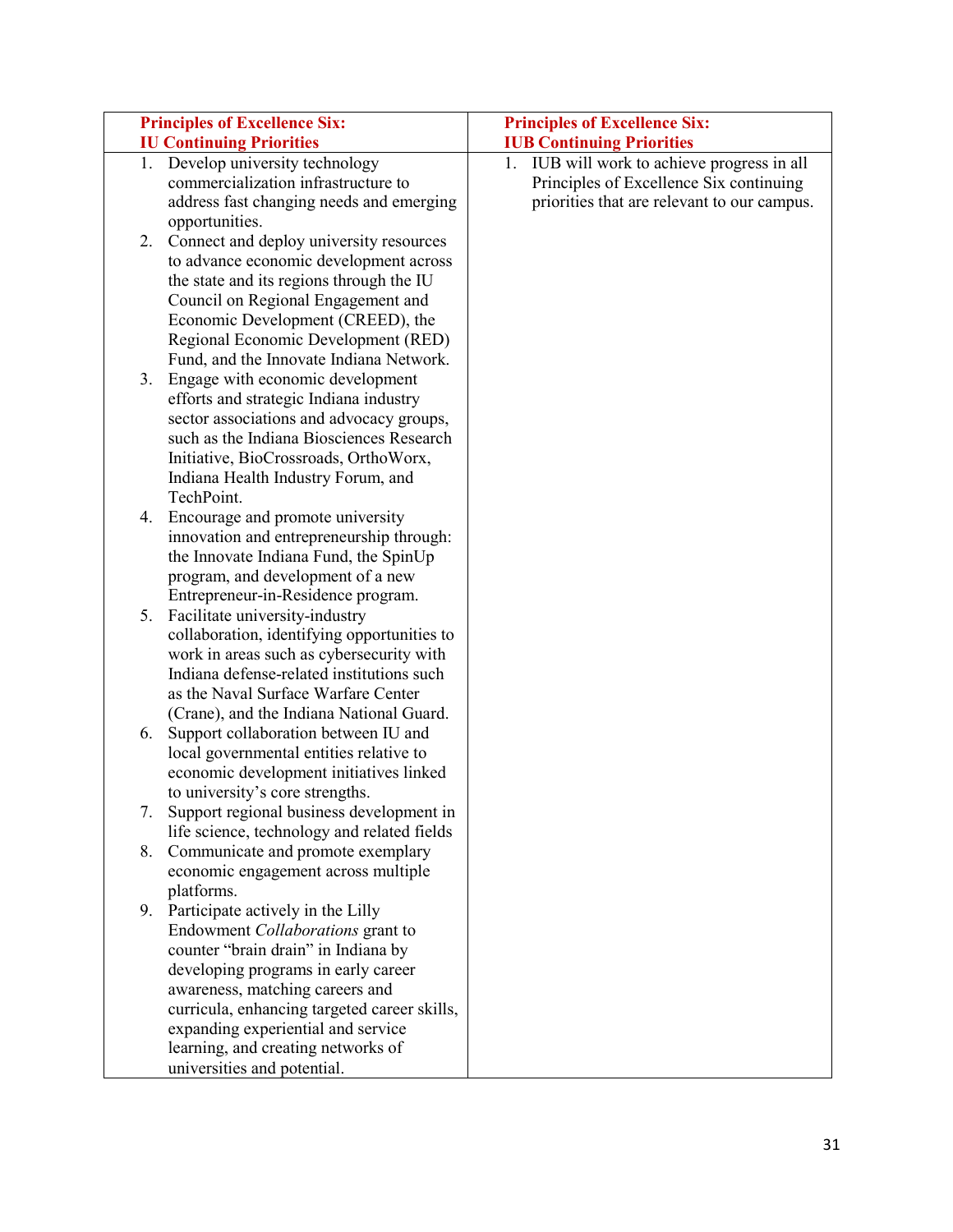| Principles of Excellence Six: IU Continuing Priorities | Principles of Excellence Six: IUB Continuing Priorities |
|---|---|
| 1. Develop university technology commercialization infrastructure to address fast changing needs and emerging opportunities.<br>2. Connect and deploy university resources to advance economic development across the state and its regions through the IU Council on Regional Engagement and Economic Development (CREED), the Regional Economic Development (RED) Fund, and the Innovate Indiana Network.<br>3. Engage with economic development efforts and strategic Indiana industry sector associations and advocacy groups, such as the Indiana Biosciences Research Initiative, BioCrossroads, OrthoWorx, Indiana Health Industry Forum, and TechPoint.<br>4. Encourage and promote university innovation and entrepreneurship through: the Innovate Indiana Fund, the SpinUp program, and development of a new Entrepreneur-in-Residence program.<br>5. Facilitate university-industry collaboration, identifying opportunities to work in areas such as cybersecurity with Indiana defense-related institutions such as the Naval Surface Warfare Center (Crane), and the Indiana National Guard.<br>6. Support collaboration between IU and local governmental entities relative to economic development initiatives linked to university's core strengths.<br>7. Support regional business development in life science, technology and related fields<br>8. Communicate and promote exemplary economic engagement across multiple platforms.<br>9. Participate actively in the Lilly Endowment *Collaborations* grant to counter "brain drain" in Indiana by developing programs in early career awareness, matching careers and curricula, enhancing targeted career skills, expanding experiential and service learning, and creating networks of universities and potential. | 1. IUB will work to achieve progress in all Principles of Excellence Six continuing priorities that are relevant to our campus. |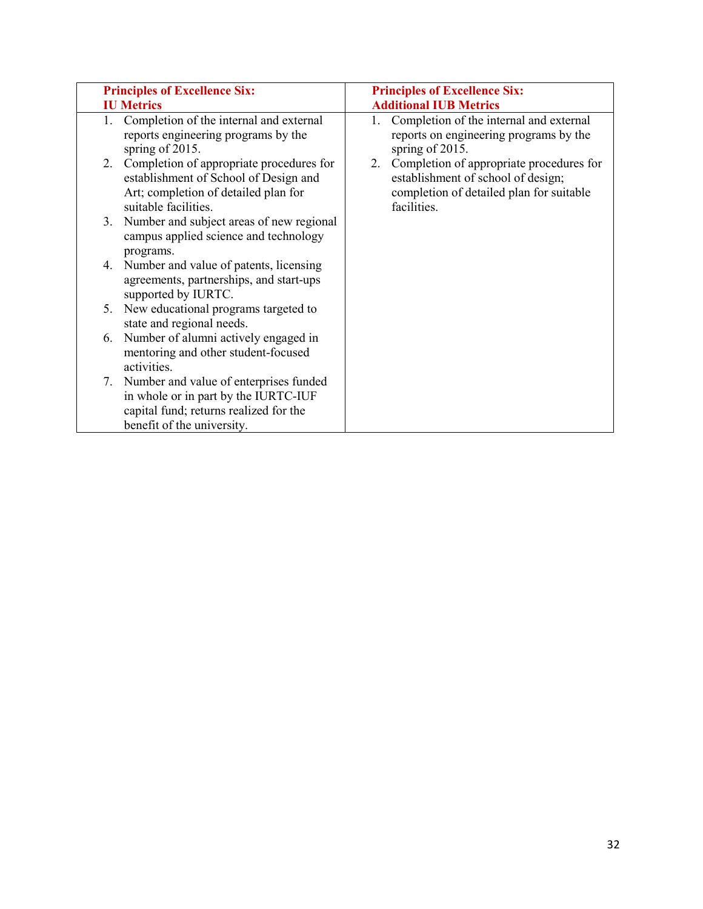| **Principles of Excellence Six: IU Metrics** | **Principles of Excellence Six: Additional IUB Metrics** |
| --- | --- |
| 1. Completion of the internal and external reports engineering programs by the spring of 2015.<br>2. Completion of appropriate procedures for establishment of School of Design and Art; completion of detailed plan for suitable facilities.<br>3. Number and subject areas of new regional campus applied science and technology programs.<br>4. Number and value of patents, licensing agreements, partnerships, and start-ups supported by IURTC.<br>5. New educational programs targeted to state and regional needs.<br>6. Number of alumni actively engaged in mentoring and other student-focused activities.<br>7. Number and value of enterprises funded in whole or in part by the IURTC-IUF capital fund; returns realized for the benefit of the university. | 1. Completion of the internal and external reports on engineering programs by the spring of 2015.<br>2. Completion of appropriate procedures for establishment of school of design; completion of detailed plan for suitable facilities. |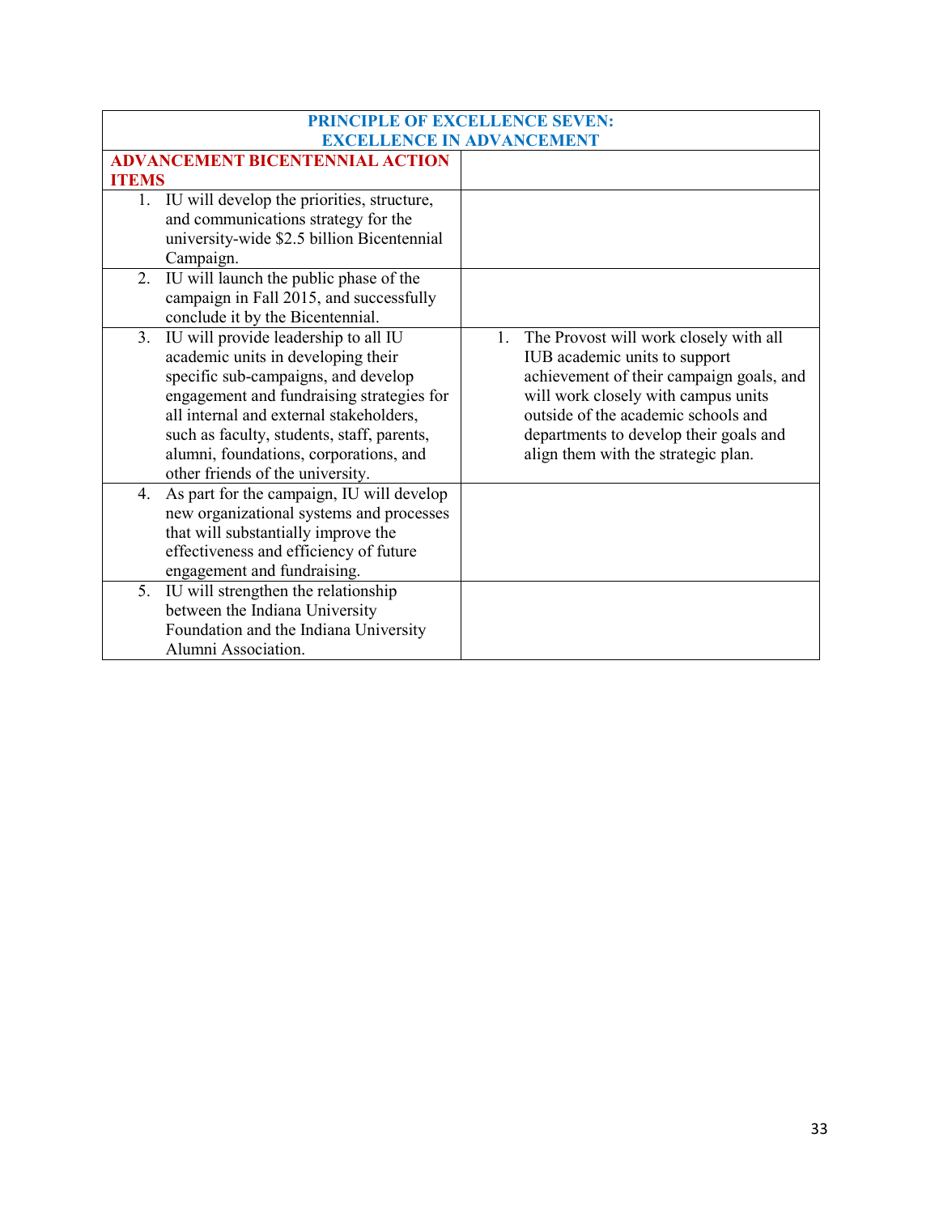| PRINCIPLE OF EXCELLENCE SEVEN: EXCELLENCE IN ADVANCEMENT | |
|---|---|
| **ADVANCEMENT BICENTENNIAL ACTION ITEMS** | |
| 1. IU will develop the priorities, structure, and communications strategy for the university-wide $2.5 billion Bicentennial Campaign. | |
| 2. IU will launch the public phase of the campaign in Fall 2015, and successfully conclude it by the Bicentennial. | |
| 3. IU will provide leadership to all IU academic units in developing their specific sub-campaigns, and develop engagement and fundraising strategies for all internal and external stakeholders, such as faculty, students, staff, parents, alumni, foundations, corporations, and other friends of the university. | 1. The Provost will work closely with all IUB academic units to support achievement of their campaign goals, and will work closely with campus units outside of the academic schools and departments to develop their goals and align them with the strategic plan. |
| 4. As part for the campaign, IU will develop new organizational systems and processes that will substantially improve the effectiveness and efficiency of future engagement and fundraising. | |
| 5. IU will strengthen the relationship between the Indiana University Foundation and the Indiana University Alumni Association. | |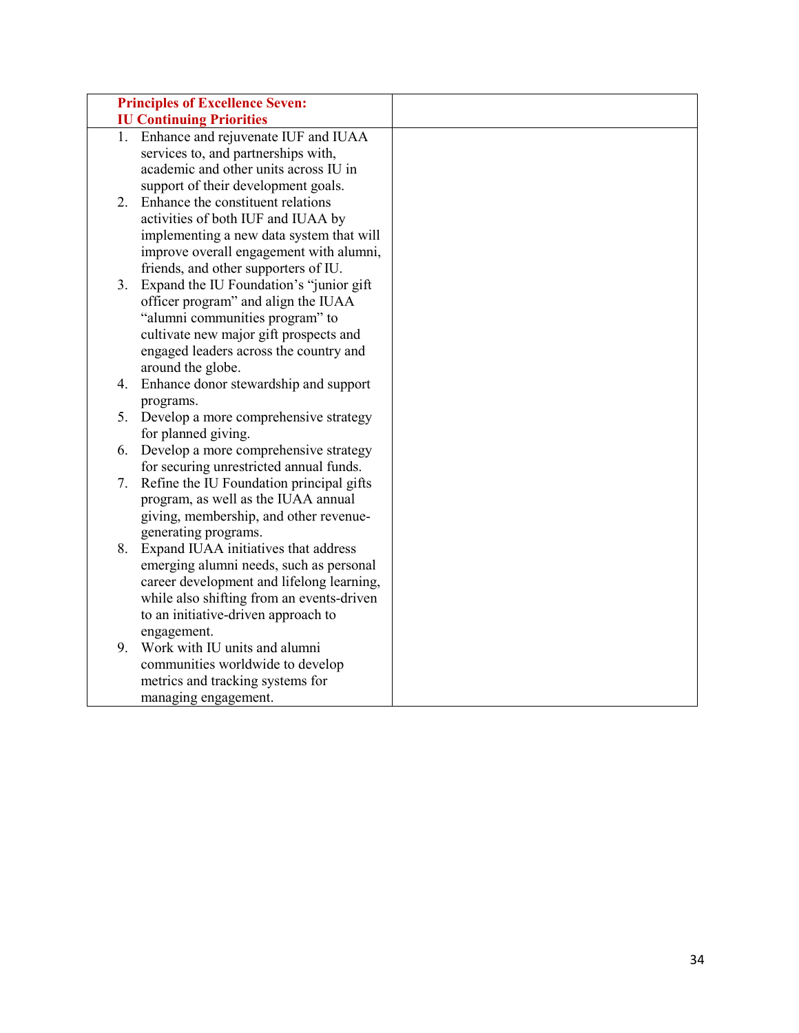| **Principles of Excellence Seven: IU Continuing Priorities** | |
|---|---|
| 1. Enhance and rejuvenate IUF and IUAA services to, and partnerships with, academic and other units across IU in support of their development goals.<br>2. Enhance the constituent relations activities of both IUF and IUAA by implementing a new data system that will improve overall engagement with alumni, friends, and other supporters of IU.<br>3. Expand the IU Foundation's "junior gift officer program" and align the IUAA "alumni communities program" to cultivate new major gift prospects and engaged leaders across the country and around the globe.<br>4. Enhance donor stewardship and support programs.<br>5. Develop a more comprehensive strategy for planned giving.<br>6. Develop a more comprehensive strategy for securing unrestricted annual funds.<br>7. Refine the IU Foundation principal gifts program, as well as the IUAA annual giving, membership, and other revenue-generating programs.<br>8. Expand IUAA initiatives that address emerging alumni needs, such as personal career development and lifelong learning, while also shifting from an events-driven to an initiative-driven approach to engagement.<br>9. Work with IU units and alumni communities worldwide to develop metrics and tracking systems for managing engagement. | |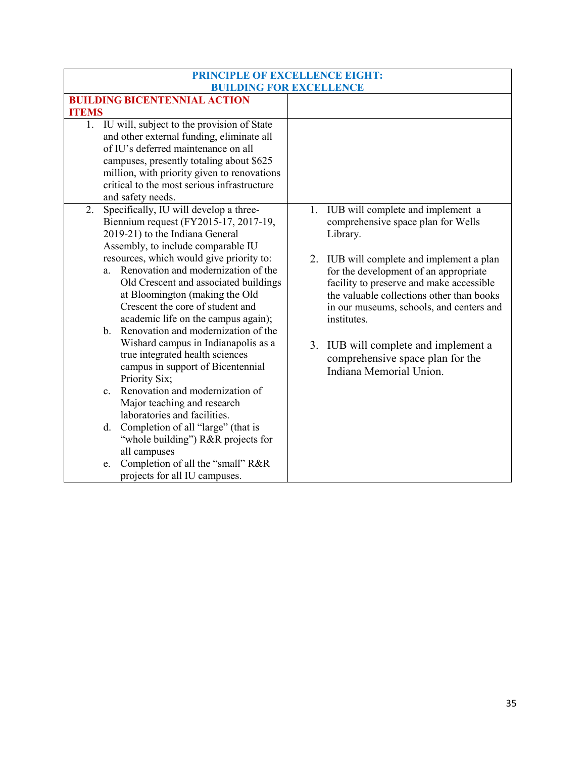| PRINCIPLE OF EXCELLENCE EIGHT: BUILDING FOR EXCELLENCE | |
|---|---|
| **BUILDING BICENTENNIAL ACTION ITEMS** | |
| 1. IU will, subject to the provision of State and other external funding, eliminate all of IU's deferred maintenance on all campuses, presently totaling about $625 million, with priority given to renovations critical to the most serious infrastructure and safety needs. | |
| 2. Specifically, IU will develop a three-Biennium request (FY2015-17, 2017-19, 2019-21) to the Indiana General Assembly, to include comparable IU resources, which would give priority to: <br> a. Renovation and modernization of the Old Crescent and associated buildings at Bloomington (making the Old Crescent the core of student and academic life on the campus again); <br> b. Renovation and modernization of the Wishard campus in Indianapolis as a true integrated health sciences campus in support of Bicentennial Priority Six; <br> c. Renovation and modernization of Major teaching and research laboratories and facilities. <br> d. Completion of all "large" (that is "whole building") R&R projects for all campuses <br> e. Completion of all the "small" R&R projects for all IU campuses. | 1. IUB will complete and implement a comprehensive space plan for Wells Library. <br><br> 2. IUB will complete and implement a plan for the development of an appropriate facility to preserve and make accessible the valuable collections other than books in our museums, schools, and centers and institutes. <br><br> 3. IUB will complete and implement a comprehensive space plan for the Indiana Memorial Union. |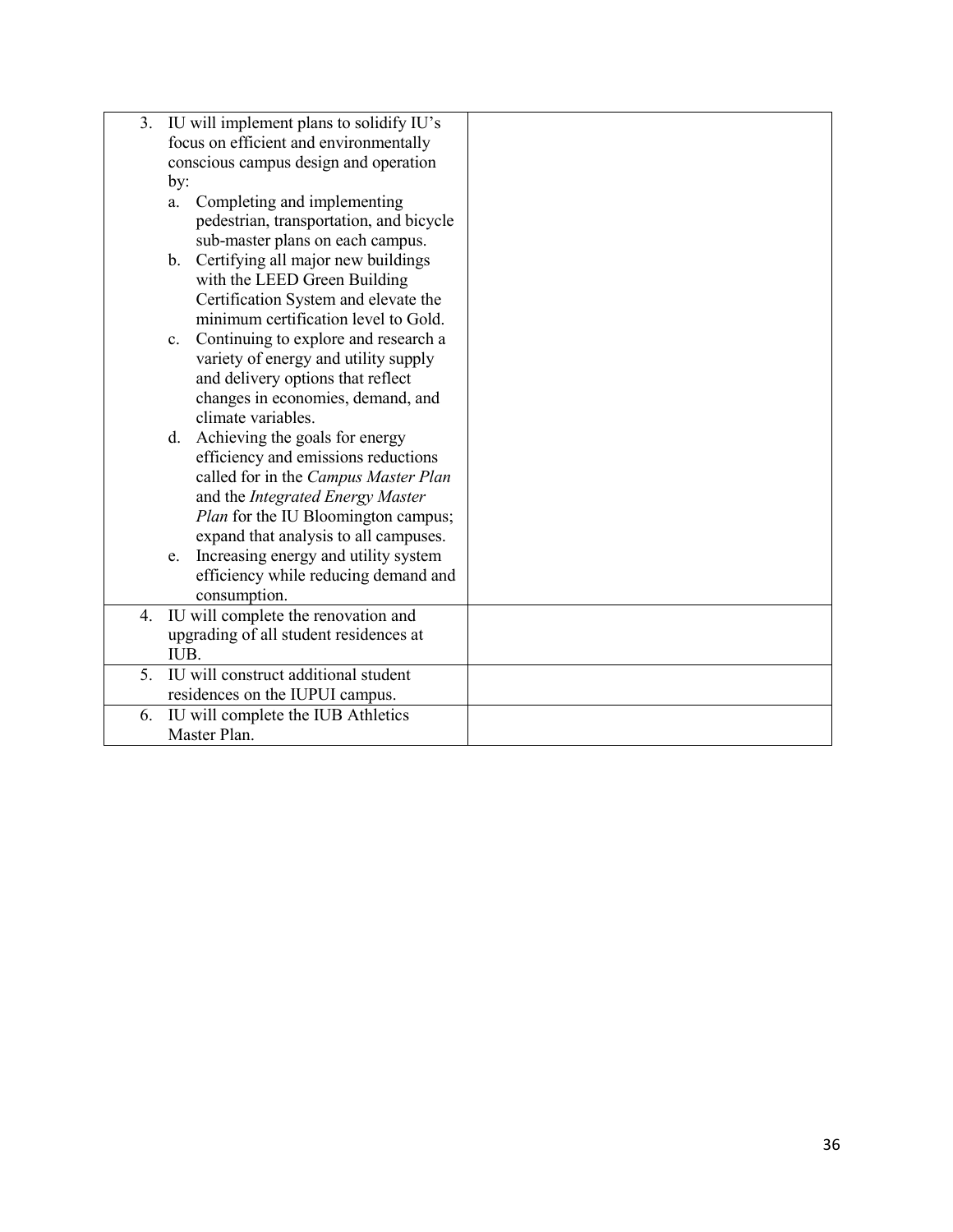| | |
|---|---|
| 3. IU will implement plans to solidify IU's focus on efficient and environmentally conscious campus design and operation by:<br>a. Completing and implementing pedestrian, transportation, and bicycle sub-master plans on each campus.<br>b. Certifying all major new buildings with the LEED Green Building Certification System and elevate the minimum certification level to Gold.<br>c. Continuing to explore and research a variety of energy and utility supply and delivery options that reflect changes in economies, demand, and climate variables.<br>d. Achieving the goals for energy efficiency and emissions reductions called for in the *Campus Master Plan* and the *Integrated Energy Master Plan* for the IU Bloomington campus; expand that analysis to all campuses.<br>e. Increasing energy and utility system efficiency while reducing demand and consumption. | |
| 4. IU will complete the renovation and upgrading of all student residences at IUB. | |
| 5. IU will construct additional student residences on the IUPUI campus. | |
| 6. IU will complete the IUB Athletics Master Plan. | |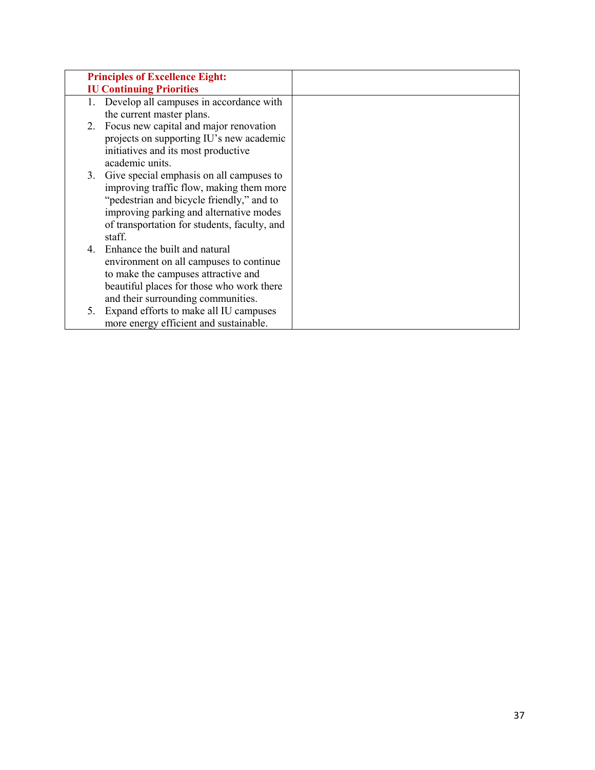| **Principles of Excellence Eight: IU Continuing Priorities** | |
| --- | --- |
| 1. Develop all campuses in accordance with the current master plans.<br>2. Focus new capital and major renovation projects on supporting IU's new academic initiatives and its most productive academic units.<br>3. Give special emphasis on all campuses to improving traffic flow, making them more "pedestrian and bicycle friendly," and to improving parking and alternative modes of transportation for students, faculty, and staff.<br>4. Enhance the built and natural environment on all campuses to continue to make the campuses attractive and beautiful places for those who work there and their surrounding communities.<br>5. Expand efforts to make all IU campuses more energy efficient and sustainable. | |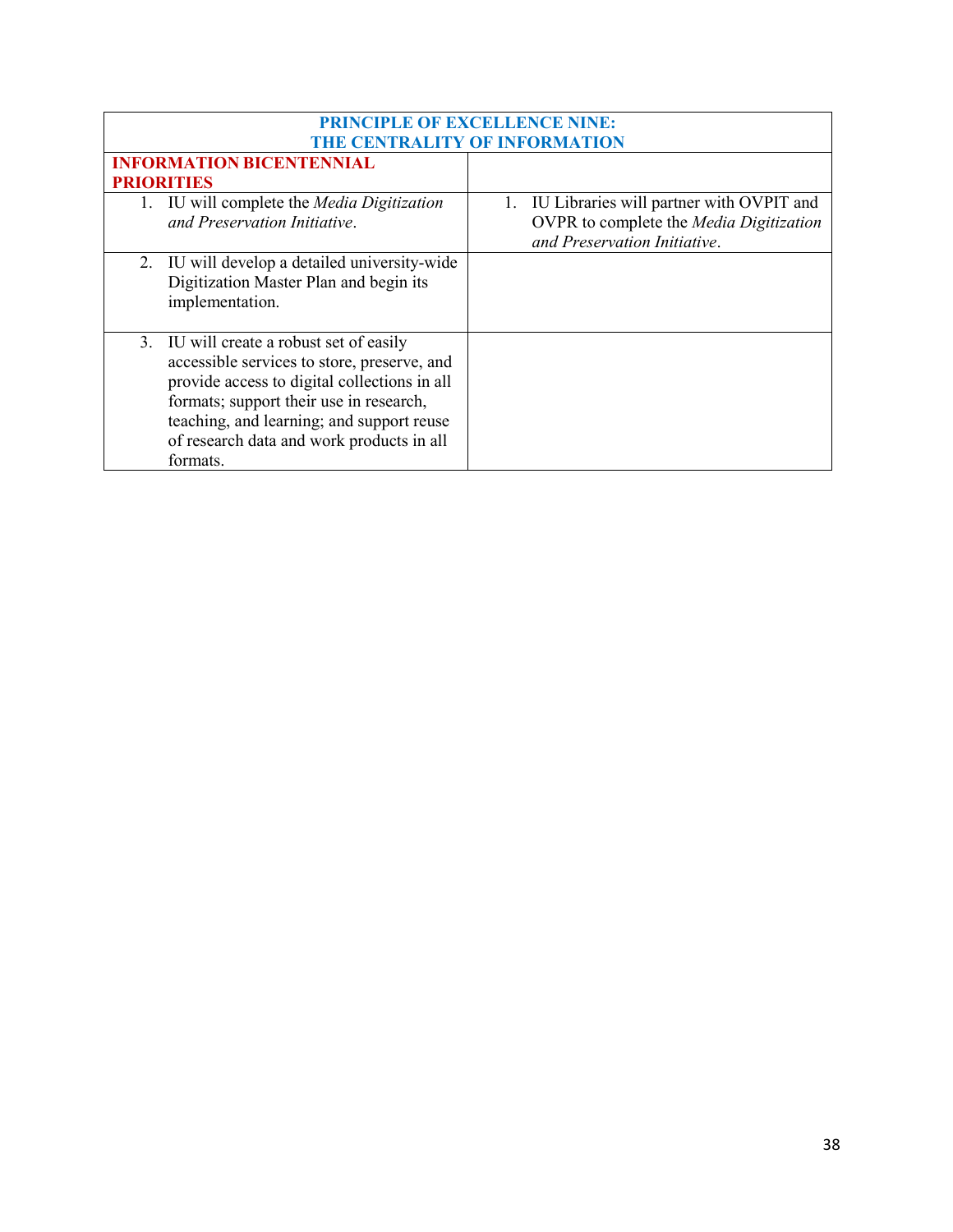| PRINCIPLE OF EXCELLENCE NINE: THE CENTRALITY OF INFORMATION | |
|---|---|
| **INFORMATION BICENTENNIAL PRIORITIES** | |
| 1. IU will complete the *Media Digitization and Preservation Initiative*. | 1. IU Libraries will partner with OVPIT and OVPR to complete the *Media Digitization and Preservation Initiative*. |
| 2. IU will develop a detailed university-wide Digitization Master Plan and begin its implementation. | |
| 3. IU will create a robust set of easily accessible services to store, preserve, and provide access to digital collections in all formats; support their use in research, teaching, and learning; and support reuse of research data and work products in all formats. | |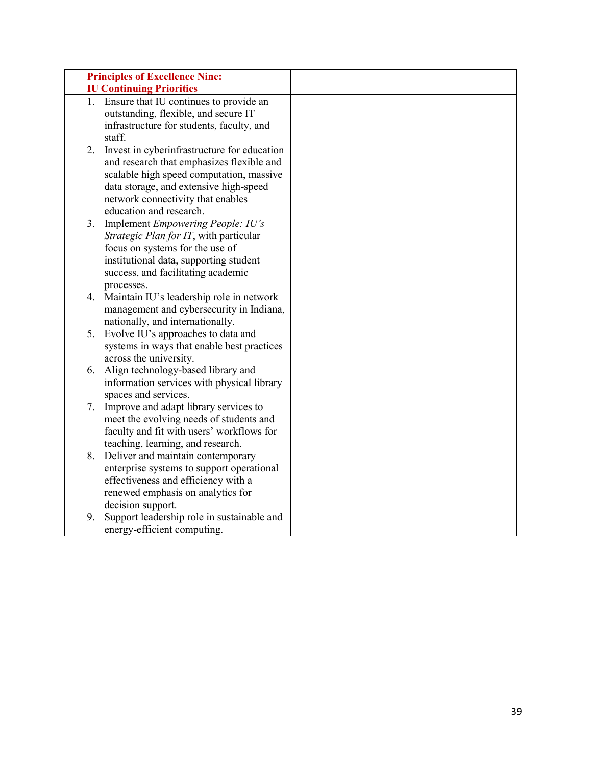| **Principles of Excellence Nine: IU Continuing Priorities** | |
|---|---|
| 1. Ensure that IU continues to provide an outstanding, flexible, and secure IT infrastructure for students, faculty, and staff.<br>2. Invest in cyberinfrastructure for education and research that emphasizes flexible and scalable high speed computation, massive data storage, and extensive high-speed network connectivity that enables education and research.<br>3. Implement *Empowering People: IU's Strategic Plan for IT*, with particular focus on systems for the use of institutional data, supporting student success, and facilitating academic processes.<br>4. Maintain IU's leadership role in network management and cybersecurity in Indiana, nationally, and internationally.<br>5. Evolve IU's approaches to data and systems in ways that enable best practices across the university.<br>6. Align technology-based library and information services with physical library spaces and services.<br>7. Improve and adapt library services to meet the evolving needs of students and faculty and fit with users' workflows for teaching, learning, and research.<br>8. Deliver and maintain contemporary enterprise systems to support operational effectiveness and efficiency with a renewed emphasis on analytics for decision support.<br>9. Support leadership role in sustainable and energy-efficient computing. | |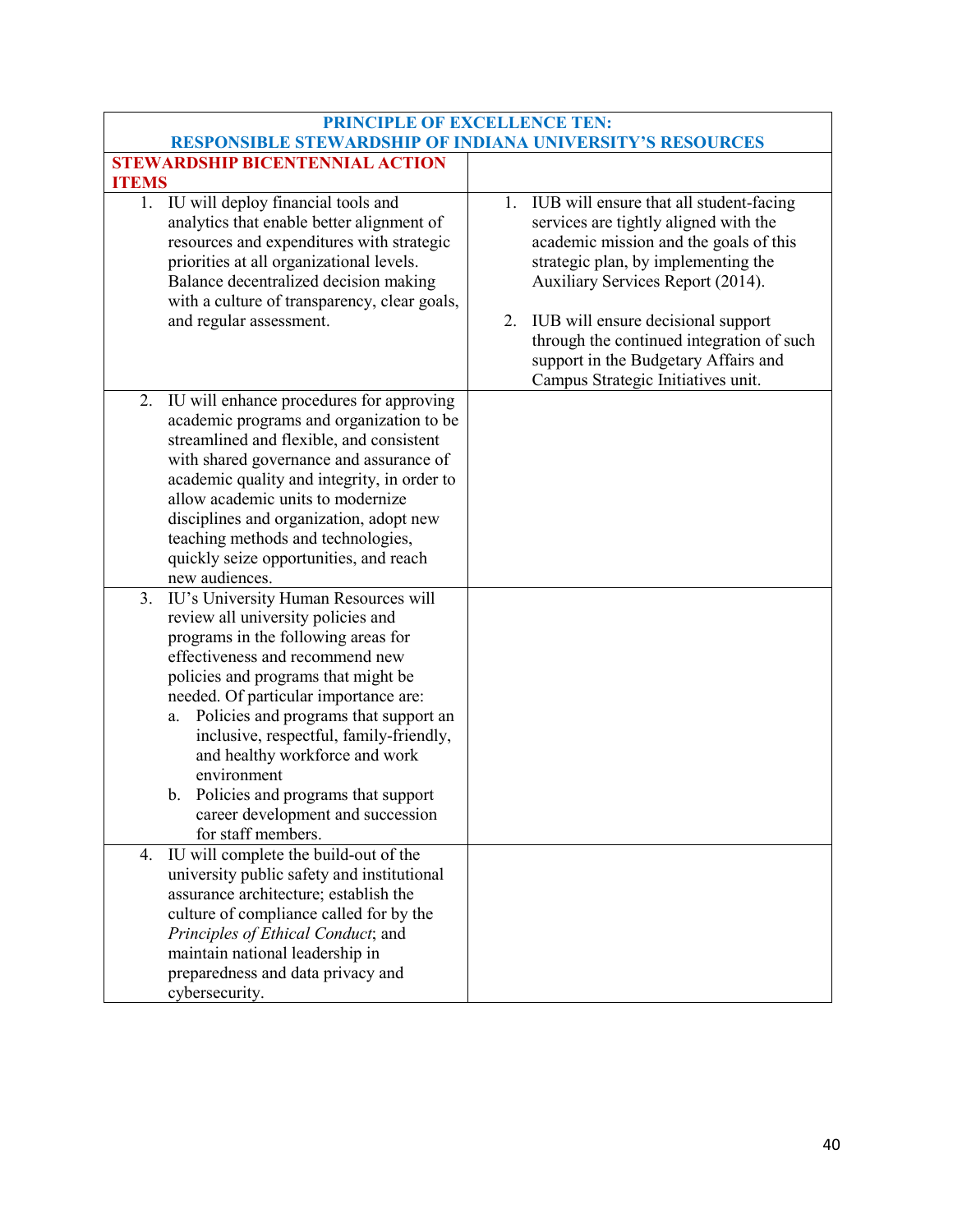| PRINCIPLE OF EXCELLENCE TEN: RESPONSIBLE STEWARDSHIP OF INDIANA UNIVERSITY'S RESOURCES | |
|---|---|
| **STEWARDSHIP BICENTENNIAL ACTION ITEMS** | |
| 1. IU will deploy financial tools and analytics that enable better alignment of resources and expenditures with strategic priorities at all organizational levels. Balance decentralized decision making with a culture of transparency, clear goals, and regular assessment. | 1. IUB will ensure that all student-facing services are tightly aligned with the academic mission and the goals of this strategic plan, by implementing the Auxiliary Services Report (2014). <br> 2. IUB will ensure decisional support through the continued integration of such support in the Budgetary Affairs and Campus Strategic Initiatives unit. |
| 2. IU will enhance procedures for approving academic programs and organization to be streamlined and flexible, and consistent with shared governance and assurance of academic quality and integrity, in order to allow academic units to modernize disciplines and organization, adopt new teaching methods and technologies, quickly seize opportunities, and reach new audiences. | |
| 3. IU's University Human Resources will review all university policies and programs in the following areas for effectiveness and recommend new policies and programs that might be needed. Of particular importance are: <br> a. Policies and programs that support an inclusive, respectful, family-friendly, and healthy workforce and work environment <br> b. Policies and programs that support career development and succession for staff members. | |
| 4. IU will complete the build-out of the university public safety and institutional assurance architecture; establish the culture of compliance called for by the *Principles of Ethical Conduct*; and maintain national leadership in preparedness and data privacy and cybersecurity. | |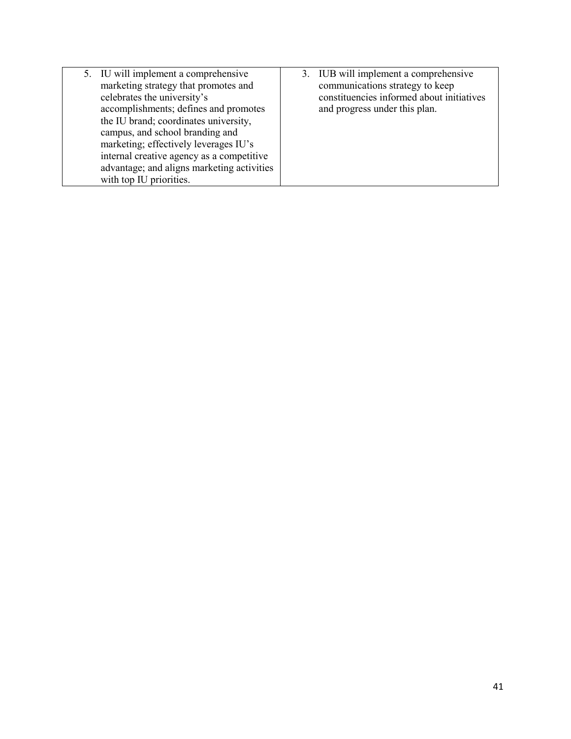| | |
|---|---|
| 5. IU will implement a comprehensive marketing strategy that promotes and celebrates the university's accomplishments; defines and promotes the IU brand; coordinates university, campus, and school branding and marketing; effectively leverages IU's internal creative agency as a competitive advantage; and aligns marketing activities with top IU priorities. | 3. IUB will implement a comprehensive communications strategy to keep constituencies informed about initiatives and progress under this plan. |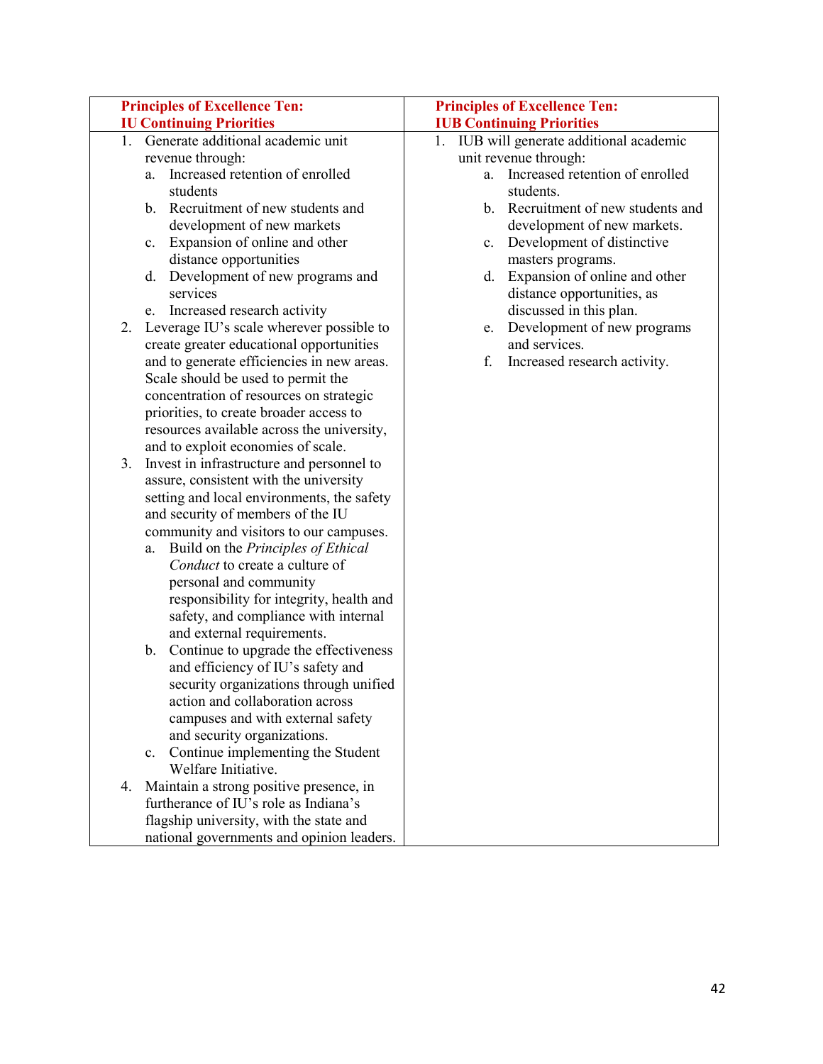| **Principles of Excellence Ten: IU Continuing Priorities** | **Principles of Excellence Ten: IUB Continuing Priorities** |
|---|---|
| 1. Generate additional academic unit revenue through:<br>a. Increased retention of enrolled students<br>b. Recruitment of new students and development of new markets<br>c. Expansion of online and other distance opportunities<br>d. Development of new programs and services<br>e. Increased research activity<br>2. Leverage IU's scale wherever possible to create greater educational opportunities and to generate efficiencies in new areas. Scale should be used to permit the concentration of resources on strategic priorities, to create broader access to resources available across the university, and to exploit economies of scale.<br>3. Invest in infrastructure and personnel to assure, consistent with the university setting and local environments, the safety and security of members of the IU community and visitors to our campuses.<br>a. Build on the *Principles of Ethical Conduct* to create a culture of personal and community responsibility for integrity, health and safety, and compliance with internal and external requirements.<br>b. Continue to upgrade the effectiveness and efficiency of IU's safety and security organizations through unified action and collaboration across campuses and with external safety and security organizations.<br>c. Continue implementing the Student Welfare Initiative.<br>4. Maintain a strong positive presence, in furtherance of IU's role as Indiana's flagship university, with the state and national governments and opinion leaders. | 1. IUB will generate additional academic unit revenue through:<br>a. Increased retention of enrolled students.<br>b. Recruitment of new students and development of new markets.<br>c. Development of distinctive masters programs.<br>d. Expansion of online and other distance opportunities, as discussed in this plan.<br>e. Development of new programs and services.<br>f. Increased research activity. |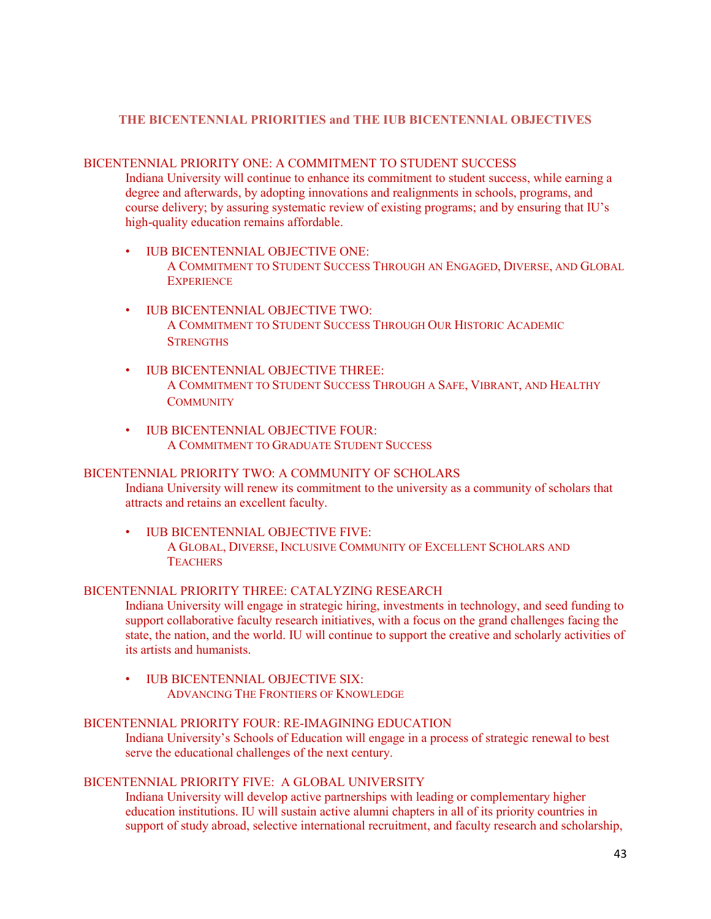## THE BICENTENNIAL PRIORITIES and THE IUB BICENTENNIAL OBJECTIVES

### BICENTENNIAL PRIORITY ONE: A COMMITMENT TO STUDENT SUCCESS

Indiana University will continue to enhance its commitment to student success, while earning a degree and afterwards, by adopting innovations and realignments in schools, programs, and course delivery; by assuring systematic review of existing programs; and by ensuring that IU's high-quality education remains affordable.

- IUB BICENTENNIAL OBJECTIVE ONE:
  A COMMITMENT TO STUDENT SUCCESS THROUGH AN ENGAGED, DIVERSE, AND GLOBAL EXPERIENCE

- IUB BICENTENNIAL OBJECTIVE TWO:
  A COMMITMENT TO STUDENT SUCCESS THROUGH OUR HISTORIC ACADEMIC STRENGTHS

- IUB BICENTENNIAL OBJECTIVE THREE:
  A COMMITMENT TO STUDENT SUCCESS THROUGH A SAFE, VIBRANT, AND HEALTHY COMMUNITY

- IUB BICENTENNIAL OBJECTIVE FOUR:
  A COMMITMENT TO GRADUATE STUDENT SUCCESS

### BICENTENNIAL PRIORITY TWO: A COMMUNITY OF SCHOLARS

Indiana University will renew its commitment to the university as a community of scholars that attracts and retains an excellent faculty.

- IUB BICENTENNIAL OBJECTIVE FIVE:
  A GLOBAL, DIVERSE, INCLUSIVE COMMUNITY OF EXCELLENT SCHOLARS AND TEACHERS

### BICENTENNIAL PRIORITY THREE: CATALYZING RESEARCH

Indiana University will engage in strategic hiring, investments in technology, and seed funding to support collaborative faculty research initiatives, with a focus on the grand challenges facing the state, the nation, and the world. IU will continue to support the creative and scholarly activities of its artists and humanists.

- IUB BICENTENNIAL OBJECTIVE SIX:
  ADVANCING THE FRONTIERS OF KNOWLEDGE

### BICENTENNIAL PRIORITY FOUR: RE-IMAGINING EDUCATION

Indiana University's Schools of Education will engage in a process of strategic renewal to best serve the educational challenges of the next century.

### BICENTENNIAL PRIORITY FIVE: A GLOBAL UNIVERSITY

Indiana University will develop active partnerships with leading or complementary higher education institutions. IU will sustain active alumni chapters in all of its priority countries in support of study abroad, selective international recruitment, and faculty research and scholarship,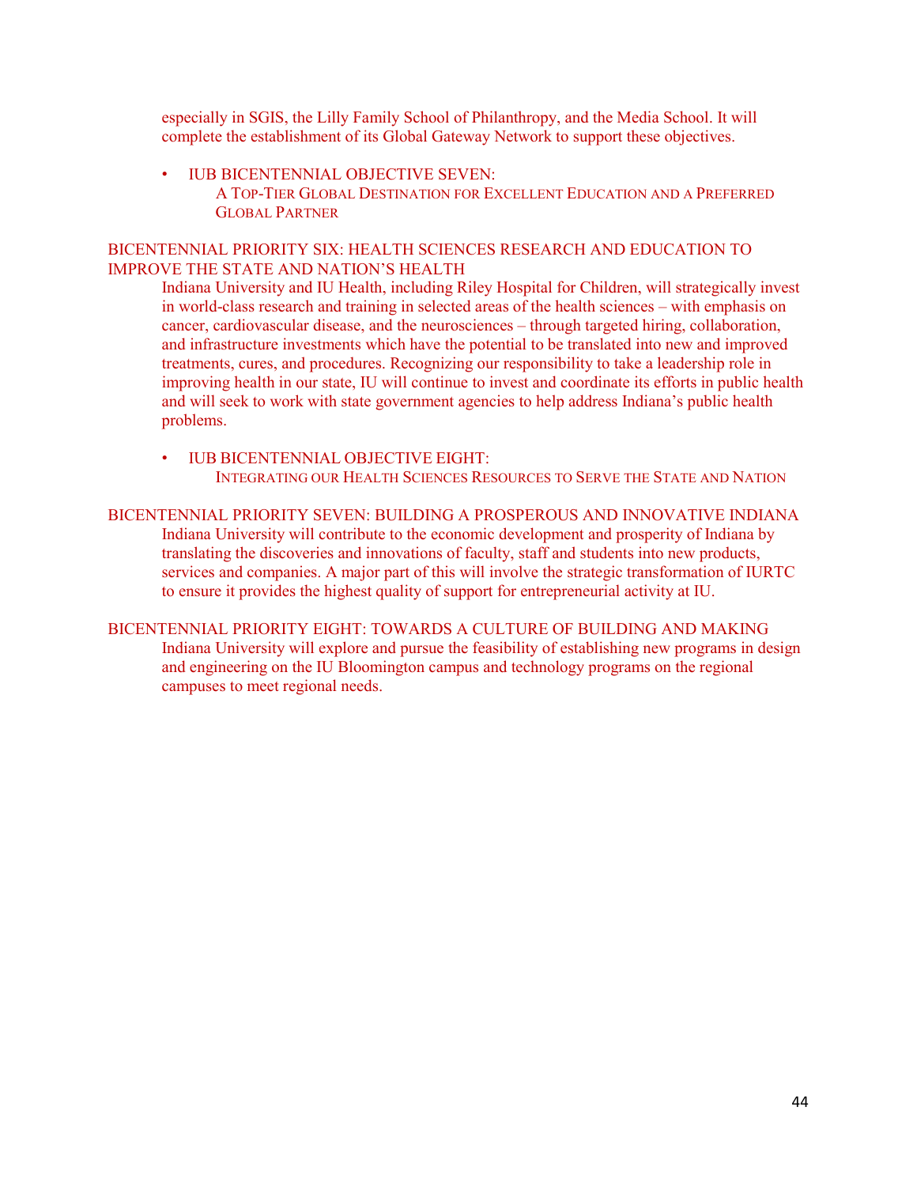especially in SGIS, the Lilly Family School of Philanthropy, and the Media School. It will complete the establishment of its Global Gateway Network to support these objectives.

- IUB BICENTENNIAL OBJECTIVE SEVEN:
  A TOP-TIER GLOBAL DESTINATION FOR EXCELLENT EDUCATION AND A PREFERRED GLOBAL PARTNER

## BICENTENNIAL PRIORITY SIX: HEALTH SCIENCES RESEARCH AND EDUCATION TO IMPROVE THE STATE AND NATION'S HEALTH

Indiana University and IU Health, including Riley Hospital for Children, will strategically invest in world-class research and training in selected areas of the health sciences – with emphasis on cancer, cardiovascular disease, and the neurosciences – through targeted hiring, collaboration, and infrastructure investments which have the potential to be translated into new and improved treatments, cures, and procedures. Recognizing our responsibility to take a leadership role in improving health in our state, IU will continue to invest and coordinate its efforts in public health and will seek to work with state government agencies to help address Indiana's public health problems.

- IUB BICENTENNIAL OBJECTIVE EIGHT:
  INTEGRATING OUR HEALTH SCIENCES RESOURCES TO SERVE THE STATE AND NATION

## BICENTENNIAL PRIORITY SEVEN: BUILDING A PROSPEROUS AND INNOVATIVE INDIANA

Indiana University will contribute to the economic development and prosperity of Indiana by translating the discoveries and innovations of faculty, staff and students into new products, services and companies. A major part of this will involve the strategic transformation of IURTC to ensure it provides the highest quality of support for entrepreneurial activity at IU.

## BICENTENNIAL PRIORITY EIGHT: TOWARDS A CULTURE OF BUILDING AND MAKING

Indiana University will explore and pursue the feasibility of establishing new programs in design and engineering on the IU Bloomington campus and technology programs on the regional campuses to meet regional needs.